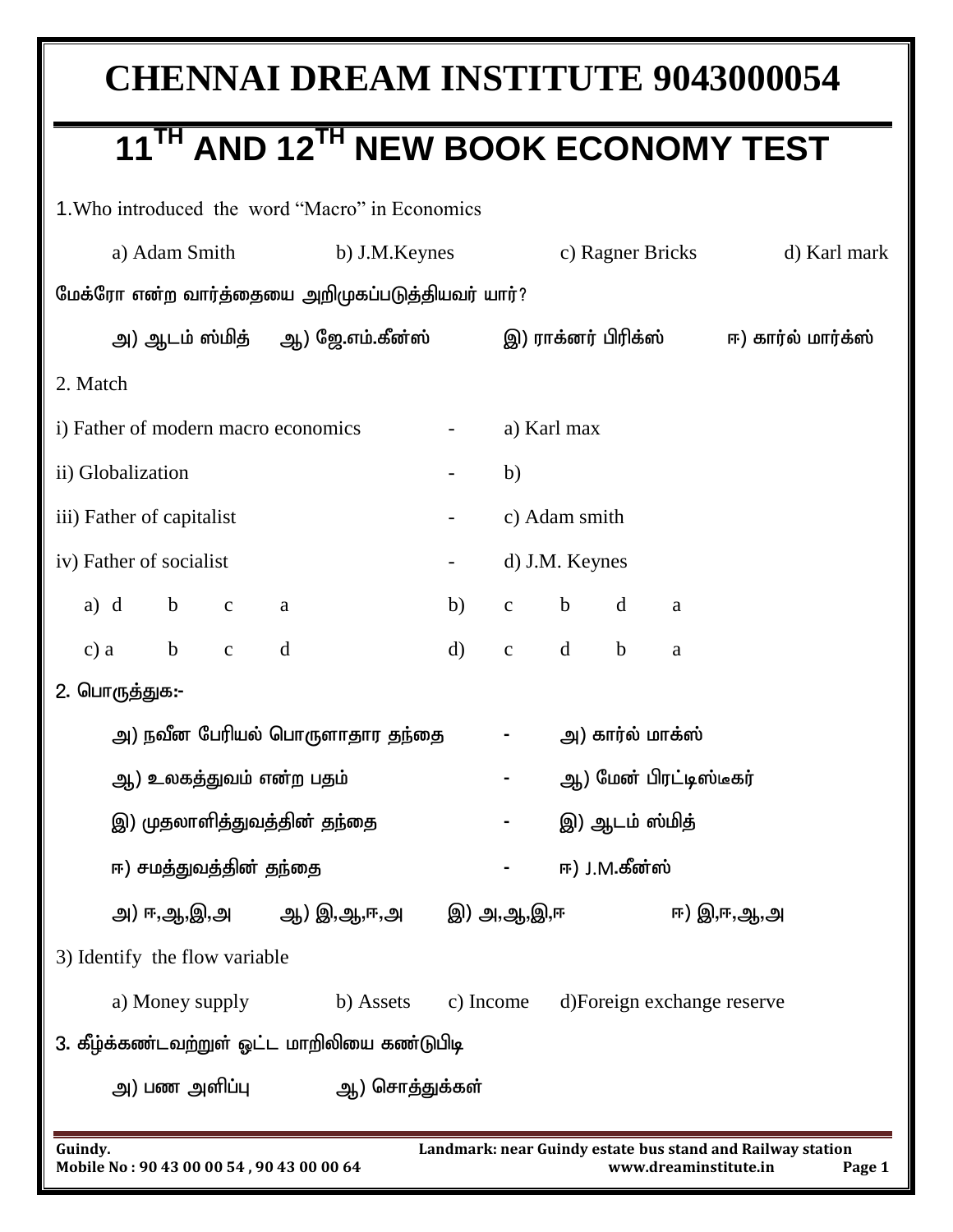# CHENNAI DREAM INSTITUTE 9043000054

## 11TH AND 12TH NEW BOOK ECONOMY TEST

1.Who introduced the word "Macro" in Economics

a) Adam Smith  b) J.M.Keynes  c) Ragner Bricks  d) Karl mark

மேக்ரோ என்ற வார்த்தையை அறிமுகப்படுத்தியவர் யார்?

அ) ஆடம் ஸ்மித்  ஆ) ஜே.எம்.கீன்ஸ்  இ) ராக்னர் பிரிக்ஸ்  ஈ) கார்ல் மார்க்ஸ்

2. Match

i) Father of modern macro economics - a) Karl max

ii) Globalization - b)

iii) Father of capitalist - c) Adam smith

iv) Father of socialist - d) J.M. Keynes

a) d b c a  b) c b d a

c) a b c d  d) c d b a

2. பொருத்துக:-

அ) நவீன பேரியல் பொருளாதார தந்தை - அ) கார்ல் மாக்ஸ்

ஆ) உலகத்துவம் என்ற பதம் - ஆ) மேன் பிரட்டிஸ்டீகர்

இ) முதலாளித்துவத்தின் தந்தை - இ) ஆடம் ஸ்மித்

ஈ) சமத்துவத்தின் தந்தை - ஈ) J.M.கீன்ஸ்

அ) ஈ,ஆ,இ,அ  ஆ) இ,ஆ,ஈ,அ  இ) அ,ஆ,இ,ஈ  ஈ) இ,ஈ,ஆ,அ

3) Identify the flow variable

a) Money supply  b) Assets  c) Income  d)Foreign exchange reserve

3. கீழ்க்கண்டவற்றுள் ஓட்ட மாறிலியை கண்டுபிடி

அ) பண அளிப்பு  ஆ) சொத்துக்கள்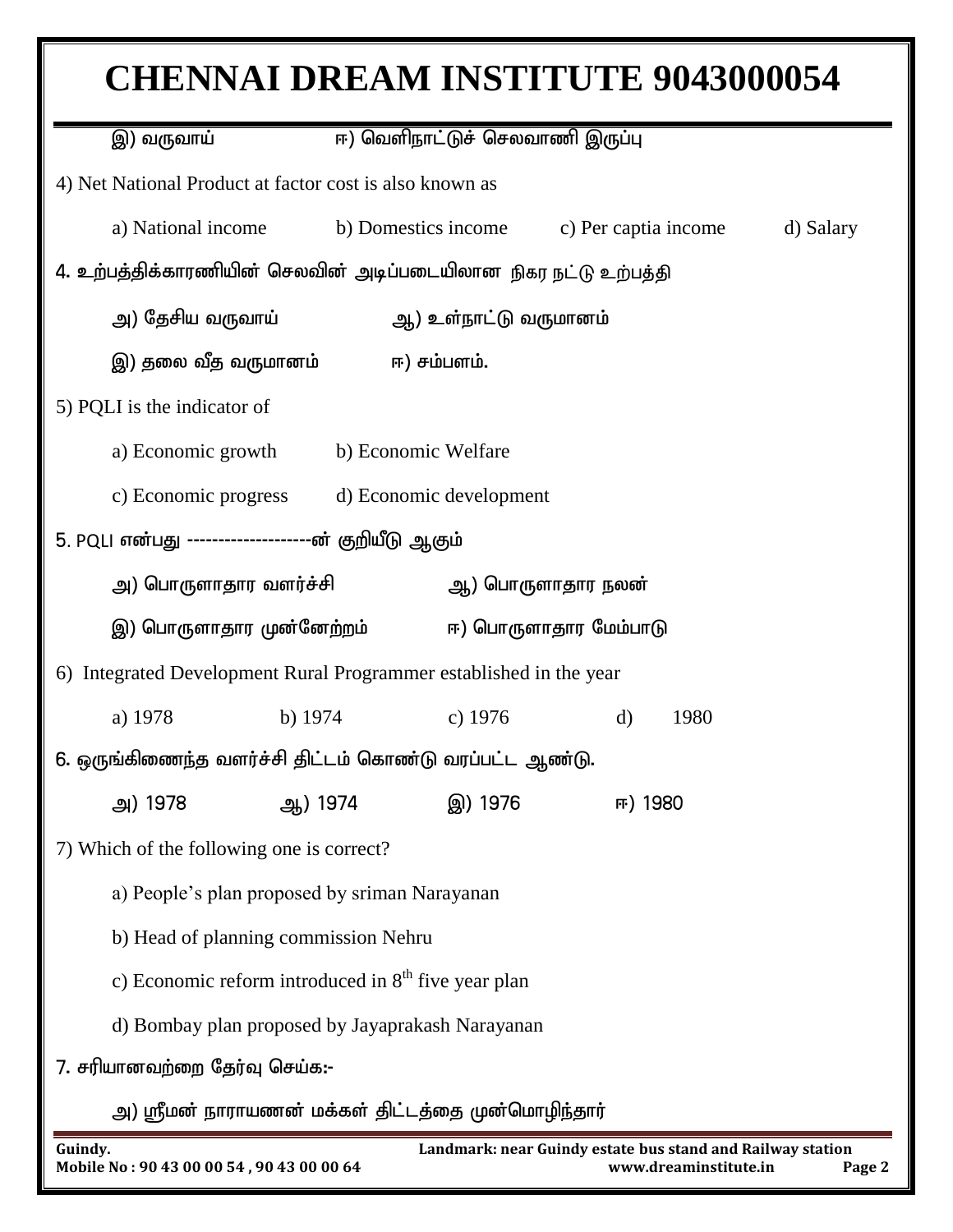இ) வருவாய் ஈ) வெளிநாட்டுச் செலவாணி இருப்பு

4) Net National Product at factor cost is also known as

a) National income b) Domestics income c) Per captia income d) Salary

4. உற்பத்திக்காரணியின் செலவின் அடிப்படையிலான நிகர நட்டு உற்பத்தி

அ) தேசிய வருவாய் ஆ) உள்நாட்டு வருமானம்

இ) தலை வீத வருமானம் ஈ) சம்பளம்.

5) PQLI is the indicator of

a) Economic growth b) Economic Welfare

c) Economic progress d) Economic development

5. PQLI என்பது --------------------ன் குறியீடு ஆகும்

அ) பொருளாதார வளர்ச்சி ஆ) பொருளாதார நலன்

இ) பொருளாதார முன்னேற்றம் ஈ) பொருளாதார மேம்பாடு

6) Integrated Development Rural Programmer established in the year

a) 1978 b) 1974 c) 1976 d) 1980

6. ஒருங்கிணைந்த வளர்ச்சி திட்டம் கொண்டு வரப்பட்ட ஆண்டு.

அ) 1978 ஆ) 1974 இ) 1976 ஈ) 1980

7) Which of the following one is correct?

a) People's plan proposed by sriman Narayanan

b) Head of planning commission Nehru

c) Economic reform introduced in 8th five year plan

d) Bombay plan proposed by Jayaprakash Narayanan

7. சரியானவற்றை தேர்வு செய்க:-

அ) ஸ்ரீமன் நாராயணன் மக்கள் திட்டத்தை முன்மொழிந்தார்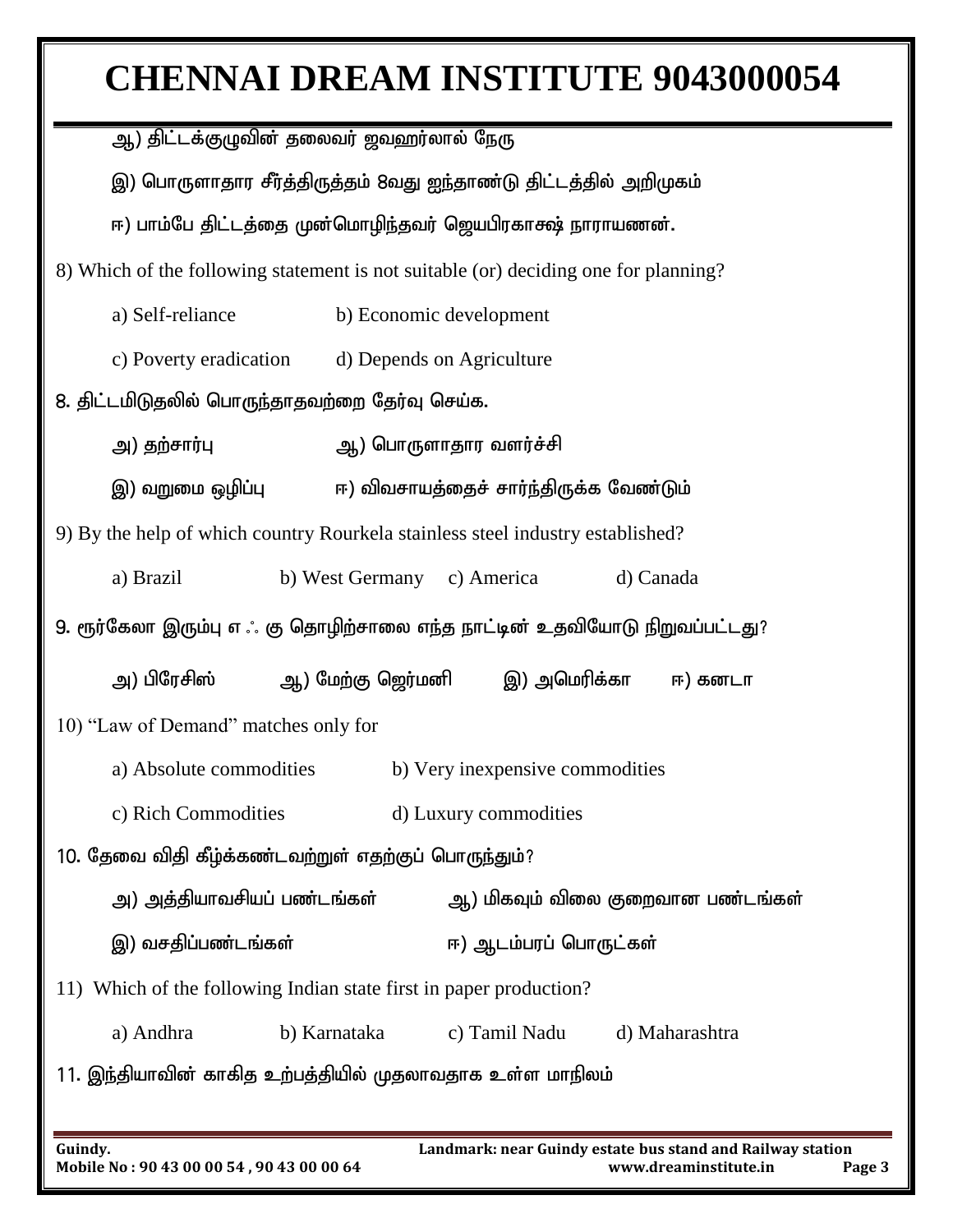ஆ) திட்டக்குழுவின் தலைவர் ஜவஹர்லால் நேரு

இ) பொருளாதார சீர்த்திருத்தம் 8வது ஐந்தாண்டு திட்டத்தில் அறிமுகம்

ஈ) பாம்பே திட்டத்தை முன்மொழிந்தவர் ஜெயபிரகாக்ஷ் நாராயணன்.

8) Which of the following statement is not suitable (or) deciding one for planning?

a) Self-reliance b) Economic development

c) Poverty eradication d) Depends on Agriculture

8. திட்டமிடுதலில் பொருந்தாதவற்றை தேர்வு செய்க.

அ) தற்சார்பு ஆ) பொருளாதார வளர்ச்சி

இ) வறுமை ஒழிப்பு ஈ) விவசாயத்தைச் சார்ந்திருக்க வேண்டும்

9) By the help of which country Rourkela stainless steel industry established?

a) Brazil b) West Germany c) America d) Canada

9. ரூர்கேலா இரும்பு எ ஃ கு தொழிற்சாலை எந்த நாட்டின் உதவியோடு நிறுவப்பட்டது?

அ) பிரேசில் ஆ) மேற்கு ஜெர்மனி இ) அமெரிக்கா ஈ) கனடா

10) "Law of Demand" matches only for

a) Absolute commodities b) Very inexpensive commodities

c) Rich Commodities d) Luxury commodities

10. தேவை விதி கீழ்க்கண்டவற்றுள் எதற்குப் பொருந்தும்?

அ) அத்தியாவசியப் பண்டங்கள் ஆ) மிகவும் விலை குறைவான பண்டங்கள்

இ) வசதிப்பண்டங்கள் ஈ) ஆடம்பரப் பொருட்கள்

11) Which of the following Indian state first in paper production?

a) Andhra b) Karnataka c) Tamil Nadu d) Maharashtra

11. இந்தியாவின் காகித உற்பத்தியில் முதலாவதாக உள்ள மாநிலம்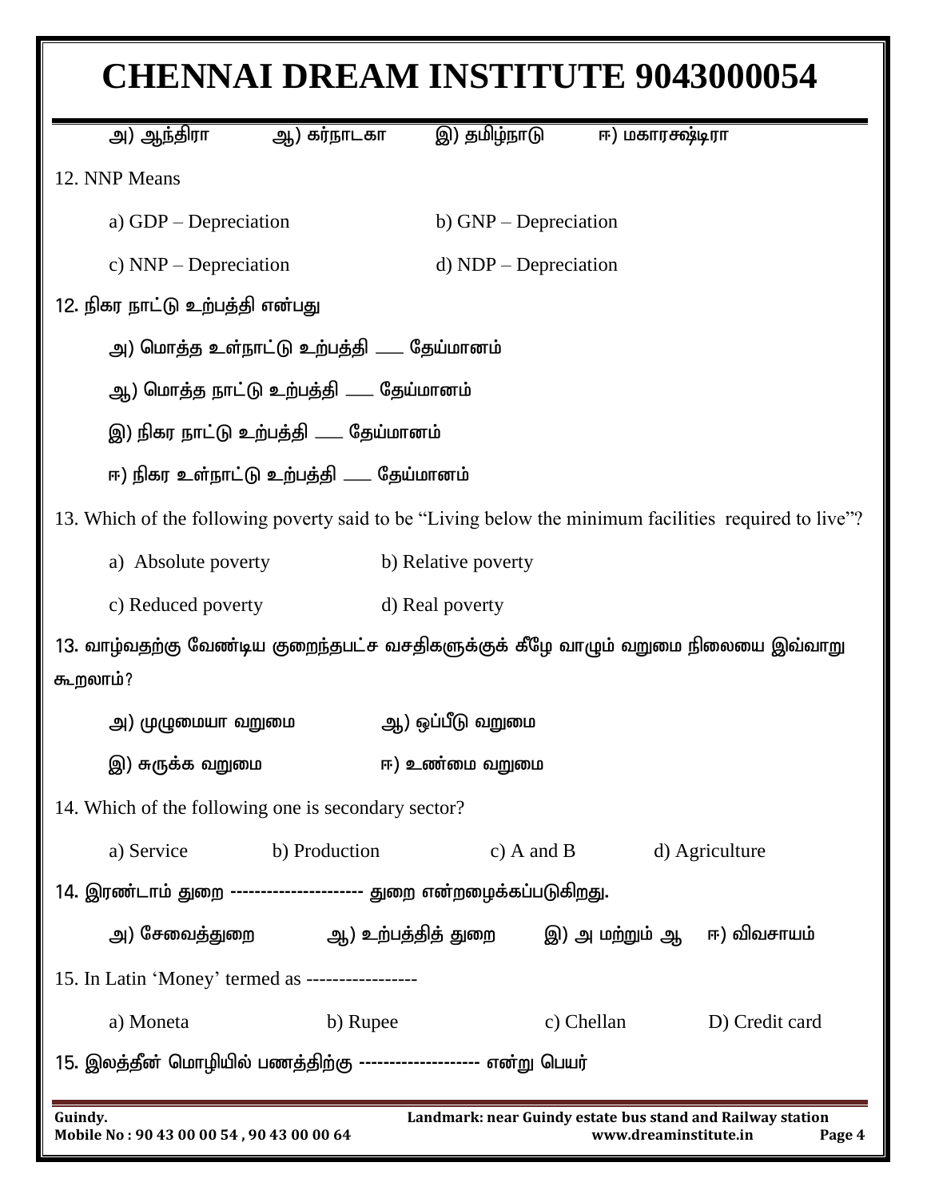அ) ஆந்திரா ஆ) கர்நாடகா இ) தமிழ்நாடு ஈ) மகாரஷ்டிரா

12. NNP Means

a) GDP – Depreciation b) GNP – Depreciation

c) NNP – Depreciation d) NDP – Depreciation

12. நிகர நாட்டு உற்பத்தி என்பது

அ) மொத்த உள்நாட்டு உற்பத்தி ___ தேய்மானம்

ஆ) மொத்த நாட்டு உற்பத்தி ___ தேய்மானம்

இ) நிகர நாட்டு உற்பத்தி ___ தேய்மானம்

ஈ) நிகர உள்நாட்டு உற்பத்தி ___ தேய்மானம்

13. Which of the following poverty said to be "Living below the minimum facilities required to live"?

a) Absolute poverty b) Relative poverty

c) Reduced poverty d) Real poverty

13. வாழ்வதற்கு வேண்டிய குறைந்தபட்ச வசதிகளுக்குக் கீழே வாழும் வறுமை நிலையை இவ்வாறு கூறலாம்?

அ) முழுமையா வறுமை ஆ) ஒப்பீடு வறுமை

இ) சுருக்க வறுமை ஈ) உண்மை வறுமை

14. Which of the following one is secondary sector?

a) Service b) Production c) A and B d) Agriculture

14. இரண்டாம் துறை --------------------- துறை என்றழைக்கப்படுகிறது.

அ) சேவைத்துறை ஆ) உற்பத்தித் துறை இ) அ மற்றும் ஆ ஈ) விவசாயம்

15. In Latin 'Money' termed as -----------------

a) Moneta b) Rupee c) Chellan D) Credit card

15. இலத்தீன் மொழியில் பணத்திற்கு ------------------- என்று பெயர்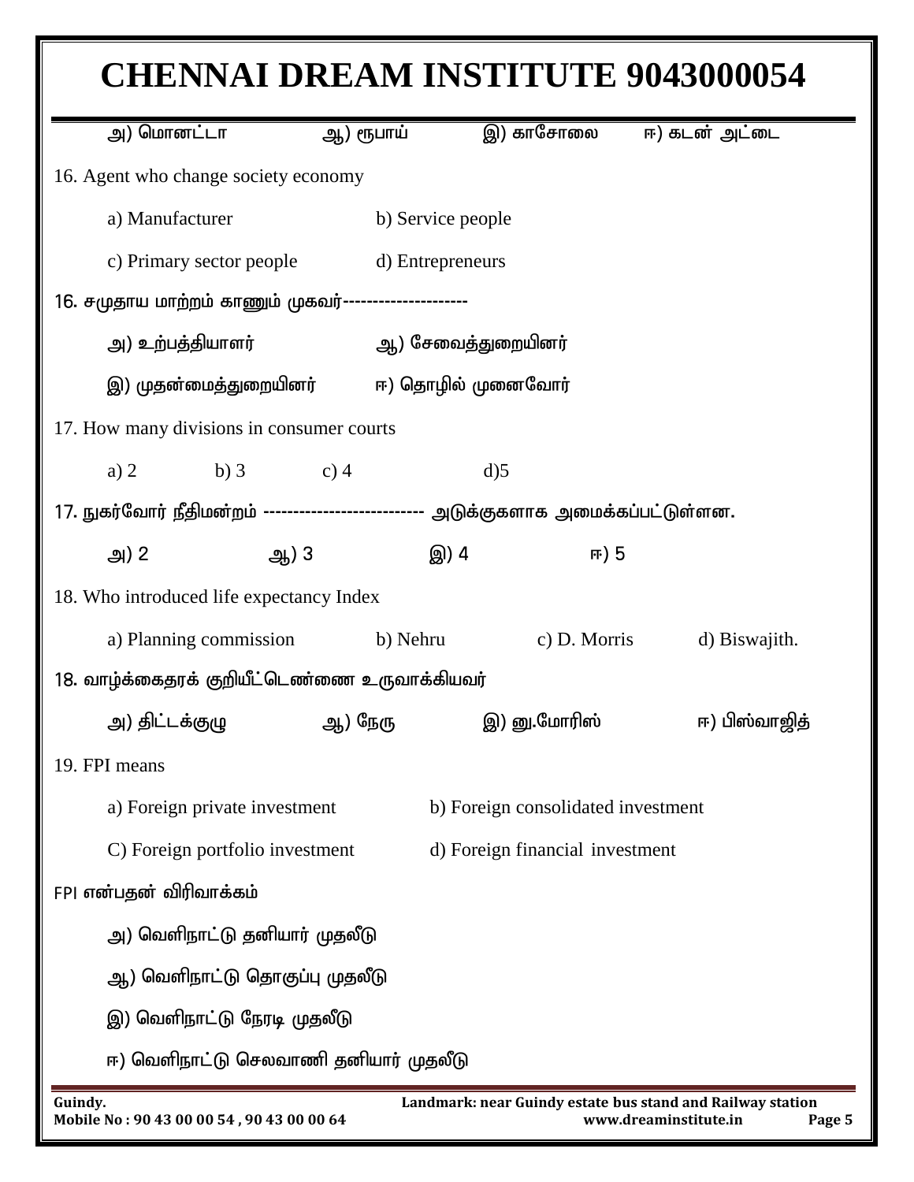அ) மொனட்டா ஆ) ரூபாய் இ) காசோலை ஈ) கடன் அட்டை

16. Agent who change society economy

a) Manufacturer b) Service people

c) Primary sector people d) Entrepreneurs

16. சமுதாய மாற்றம் காணும் முகவர்--------------------

அ) உற்பத்தியாளர் ஆ) சேவைத்துறையினர்

இ) முதன்மைத்துறையினர் ஈ) தொழில் முனைவோர்

17. How many divisions in consumer courts

a) 2 b) 3 c) 4 d)5

17. நுகர்வோர் நீதிமன்றம் -------------------------- அடுக்குகளாக அமைக்கப்பட்டுள்ளன.

அ) 2 ஆ) 3 இ) 4 ஈ) 5

18. Who introduced life expectancy Index

a) Planning commission b) Nehru c) D. Morris d) Biswajith.

18. வாழ்க்கைதரக் குறியீட்டெண்ணை உருவாக்கியவர்

அ) திட்டக்குழு ஆ) நேரு இ) டி.மோரிஸ் ஈ) பிஸ்வாஜித்

19. FPI means

a) Foreign private investment b) Foreign consolidated investment

C) Foreign portfolio investment d) Foreign financial investment

FPI என்பதன் விரிவாக்கம்

அ) வெளிநாட்டு தனியார் முதலீடு

ஆ) வெளிநாட்டு தொகுப்பு முதலீடு

இ) வெளிநாட்டு நேரடி முதலீடு

ஈ) வெளிநாட்டு செலவாணி தனியார் முதலீடு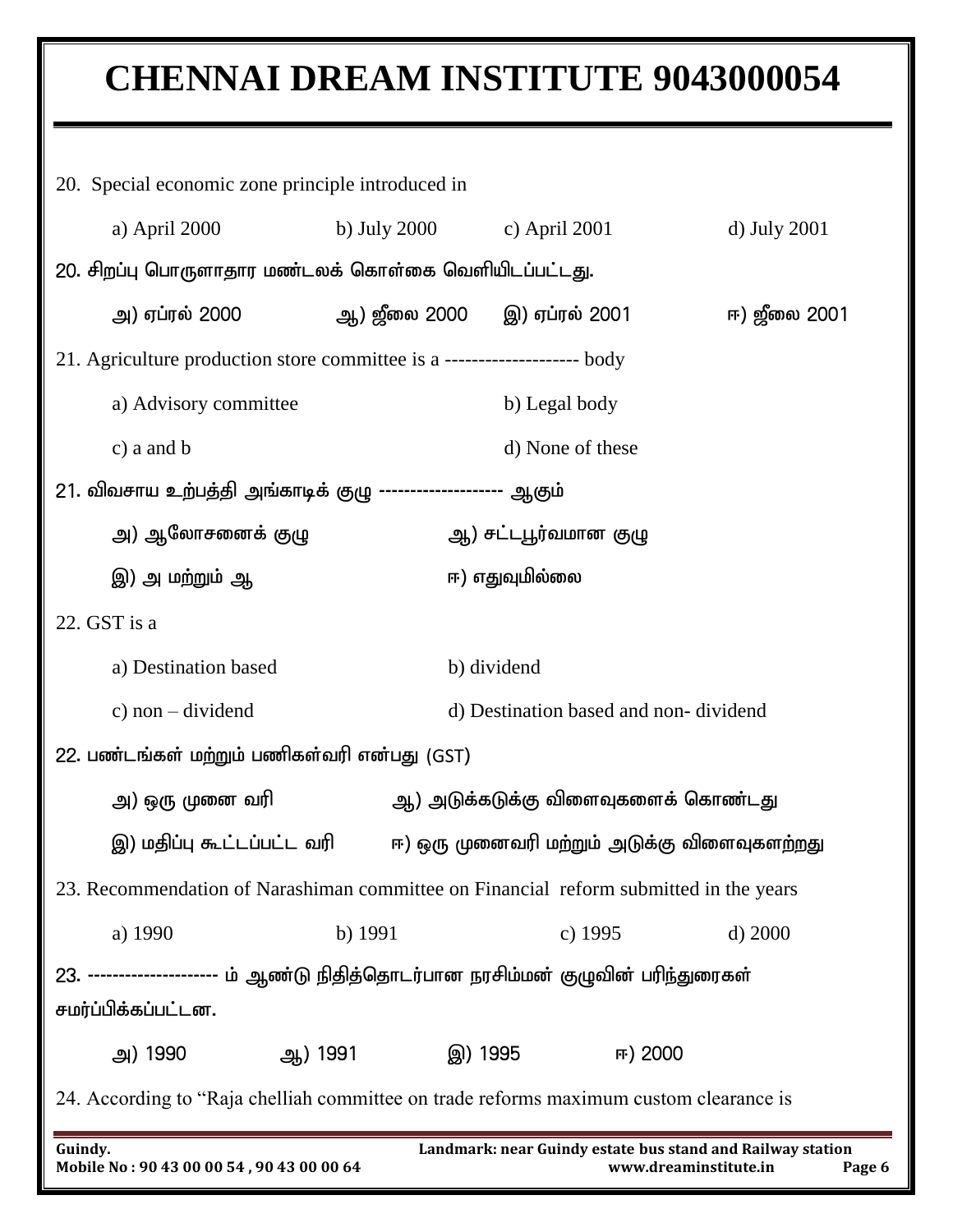20. Special economic zone principle introduced in

a) April 2000 b) July 2000 c) April 2001 d) July 2001

20. சிறப்பு பொருளாதார மண்டலக் கொள்கை வெளியிடப்பட்டது.

அ) ஏப்ரல் 2000 ஆ) ஜீலை 2000 இ) ஏப்ரல் 2001 ஈ) ஜீலை 2001

21. Agriculture production store committee is a -------------------- body

a) Advisory committee b) Legal body

c) a and b d) None of these

21. விவசாய உற்பத்தி அங்காடிக் குழு ------------------- ஆகும்

அ) ஆலோசனைக் குழு ஆ) சட்டபூர்வமான குழு

இ) அ மற்றும் ஆ ஈ) எதுவுமில்லை

22. GST is a

a) Destination based b) dividend

c) non – dividend d) Destination based and non- dividend

22. பண்டங்கள் மற்றும் பணிகள்வரி என்பது (GST)

அ) ஒரு முனை வரி ஆ) அடுக்கடுக்கு விளைவுகளைக் கொண்டது

இ) மதிப்பு கூட்டப்பட்ட வரி ஈ) ஒரு முனைவரி மற்றும் அடுக்கு விளைவுகளற்றது

23. Recommendation of Narashiman committee on Financial reform submitted in the years

a) 1990 b) 1991 c) 1995 d) 2000

23. -------------------- ம் ஆண்டு நிதித்தொடர்பான நரசிம்மன் குழுவின் பரிந்துரைகள் சமர்ப்பிக்கப்பட்டன.

அ) 1990 ஆ) 1991 இ) 1995 ஈ) 2000

24. According to “Raja chelliah committee on trade reforms maximum custom clearance is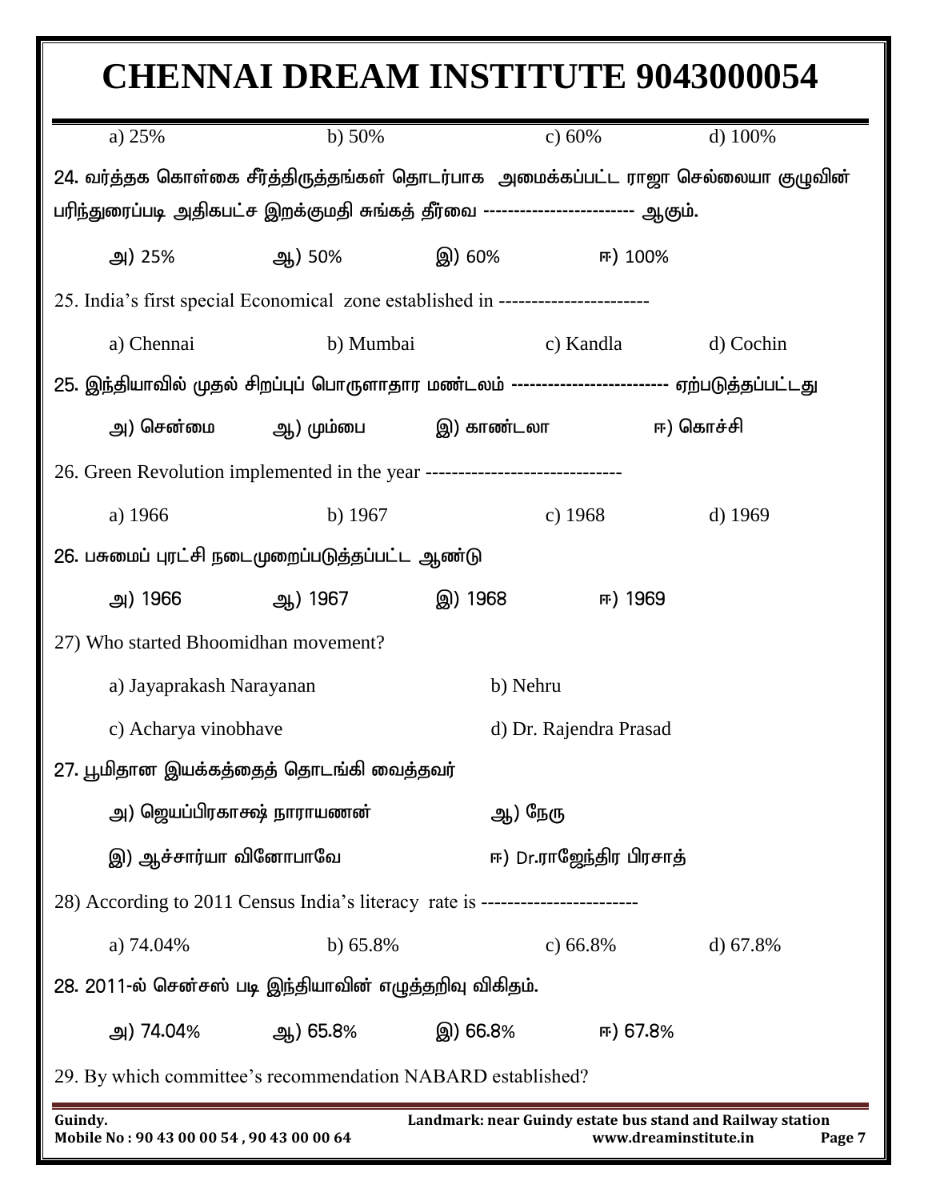a) 25% b) 50% c) 60% d) 100%

24. வர்த்தக கொள்கை சீர்த்திருத்தங்கள் தொடர்பாக அமைக்கப்பட்ட ராஜா செல்லையா குழுவின் பரிந்துரைப்படி அதிகபட்ச இறக்குமதி சுங்கத் தீர்வை ------------------------ ஆகும்.

அ) 25% ஆ) 50% இ) 60% ஈ) 100%

25. India's first special Economical zone established in -----------------------

a) Chennai b) Mumbai c) Kandla d) Cochin

25. இந்தியாவில் முதல் சிறப்புப் பொருளாதார மண்டலம் ------------------------- ஏற்படுத்தப்பட்டது

அ) சென்மை ஆ) மும்பை இ) காண்டலா ஈ) கொச்சி

26. Green Revolution implemented in the year ------------------------------

a) 1966 b) 1967 c) 1968 d) 1969

26. பசுமைப் புரட்சி நடைமுறைப்படுத்தப்பட்ட ஆண்டு

அ) 1966 ஆ) 1967 இ) 1968 ஈ) 1969

27) Who started Bhoomidhan movement?

a) Jayaprakash Narayanan b) Nehru

c) Acharya vinobhave d) Dr. Rajendra Prasad

27. பூமிதான இயக்கத்தைத் தொடங்கி வைத்தவர்

அ) ஜெயப்பிரகாசஷ் நாராயணன் ஆ) நேரு

இ) ஆச்சார்யா வினோபாவே ஈ) Dr.ராஜேந்திர பிரசாத்

28) According to 2011 Census India's literacy rate is ------------------------

a) 74.04% b) 65.8% c) 66.8% d) 67.8%

28. 2011-ல் சென்சஸ் படி இந்தியாவின் எழுத்தறிவு விகிதம்.

அ) 74.04% ஆ) 65.8% இ) 66.8% ஈ) 67.8%

29. By which committee's recommendation NABARD established?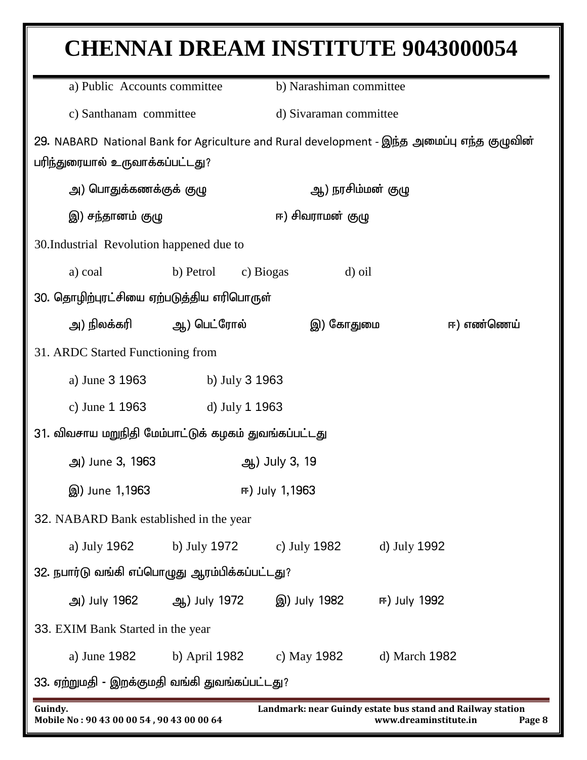a) Public Accounts committee　　b) Narashiman committee

c) Santhanam committee　　d) Sivaraman committee

29. NABARD National Bank for Agriculture and Rural development - இந்த அமைப்பு எந்த குழுவின் பரிந்துரையால் உருவாக்கப்பட்டது?

அ) பொதுக்கணக்குக் குழு　　ஆ) நரசிம்மன் குழு

இ) சந்தானம் குழு　　ஈ) சிவராமன் குழு

30.Industrial Revolution happened due to

a) coal　　b) Petrol　　c) Biogas　　d) oil

30. தொழிற்புரட்சியை ஏற்படுத்திய எரிபொருள்

அ) நிலக்கரி　　ஆ) பெட்ரோல்　　இ) கோதுமை　　ஈ) எண்ணெய்

31. ARDC Started Functioning from

a) June 3 1963　　b) July 3 1963

c) June 1 1963　　d) July 1 1963

31. விவசாய மறுநிதி மேம்பாட்டுக் கழகம் துவங்கப்பட்டது

அ) June 3, 1963　　ஆ) July 3, 19

இ) June 1,1963　　ஈ) July 1,1963

32. NABARD Bank established in the year

a) July 1962　　b) July 1972　　c) July 1982　　d) July 1992

32. நபார்டு வங்கி எப்பொழுது ஆரம்பிக்கப்பட்டது?

அ) July 1962　　ஆ) July 1972　　இ) July 1982　　ஈ) July 1992

33. EXIM Bank Started in the year

a) June 1982　　b) April 1982　　c) May 1982　　d) March 1982

33. ஏற்றுமதி - இறக்குமதி வங்கி துவங்கப்பட்டது?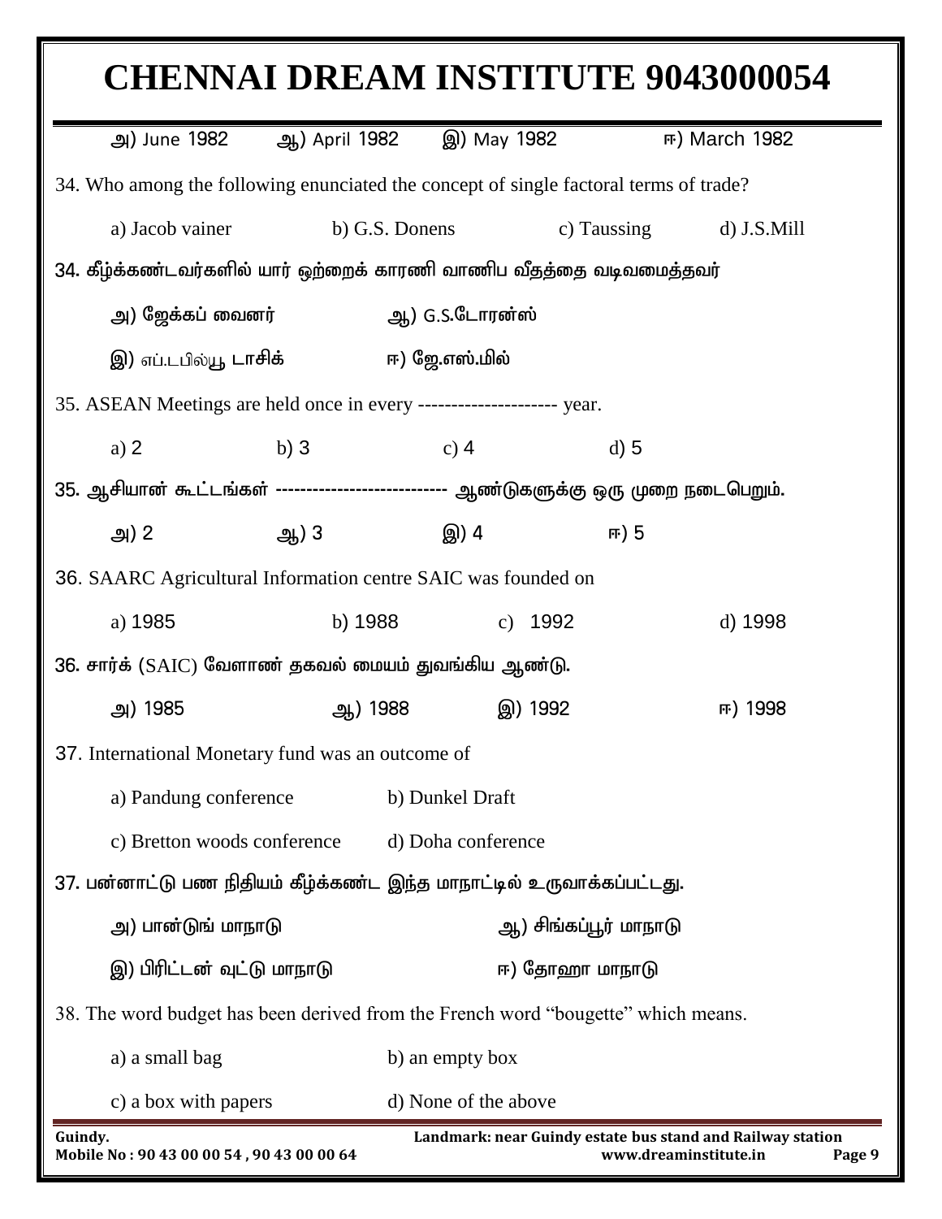அ) June 1982 ஆ) April 1982 இ) May 1982 ஈ) March 1982

34. Who among the following enunciated the concept of single factoral terms of trade?

a) Jacob vainer b) G.S. Donens c) Taussing d) J.S.Mill

34. கீழ்க்கண்டவர்களில் யார் ஒற்றைக் காரணி வாணிப வீதத்தை வடிவமைத்தவர்

அ) ஜேக்கப் வைனர் ஆ) G.S.டோரன்ஸ்

இ) எப்.டபில்யூ டாசிக் ஈ) ஜே.எஸ்.மில்

35. ASEAN Meetings are held once in every --------------------- year.

a) 2 b) 3 c) 4 d) 5

35. ஆசியான் கூட்டங்கள் -------------------------- ஆண்டுகளுக்கு ஒரு முறை நடைபெறும்.

அ) 2 ஆ) 3 இ) 4 ஈ) 5

36. SAARC Agricultural Information centre SAIC was founded on

a) 1985 b) 1988 c) 1992 d) 1998

36. சார்க் (SAIC) வேளாண் தகவல் மையம் துவங்கிய ஆண்டு.

அ) 1985 ஆ) 1988 இ) 1992 ஈ) 1998

37. International Monetary fund was an outcome of

a) Pandung conference b) Dunkel Draft

c) Bretton woods conference d) Doha conference

37. பன்னாட்டு பண நிதியம் கீழ்க்கண்ட இந்த மாநாட்டில் உருவாக்கப்பட்டது.

அ) பான்டுங் மாநாடு ஆ) சிங்கப்பூர் மாநாடு

இ) பிரிட்டன் வுட்டு மாநாடு ஈ) தோஹா மாநாடு

38. The word budget has been derived from the French word “bougette” which means.

a) a small bag b) an empty box

c) a box with papers d) None of the above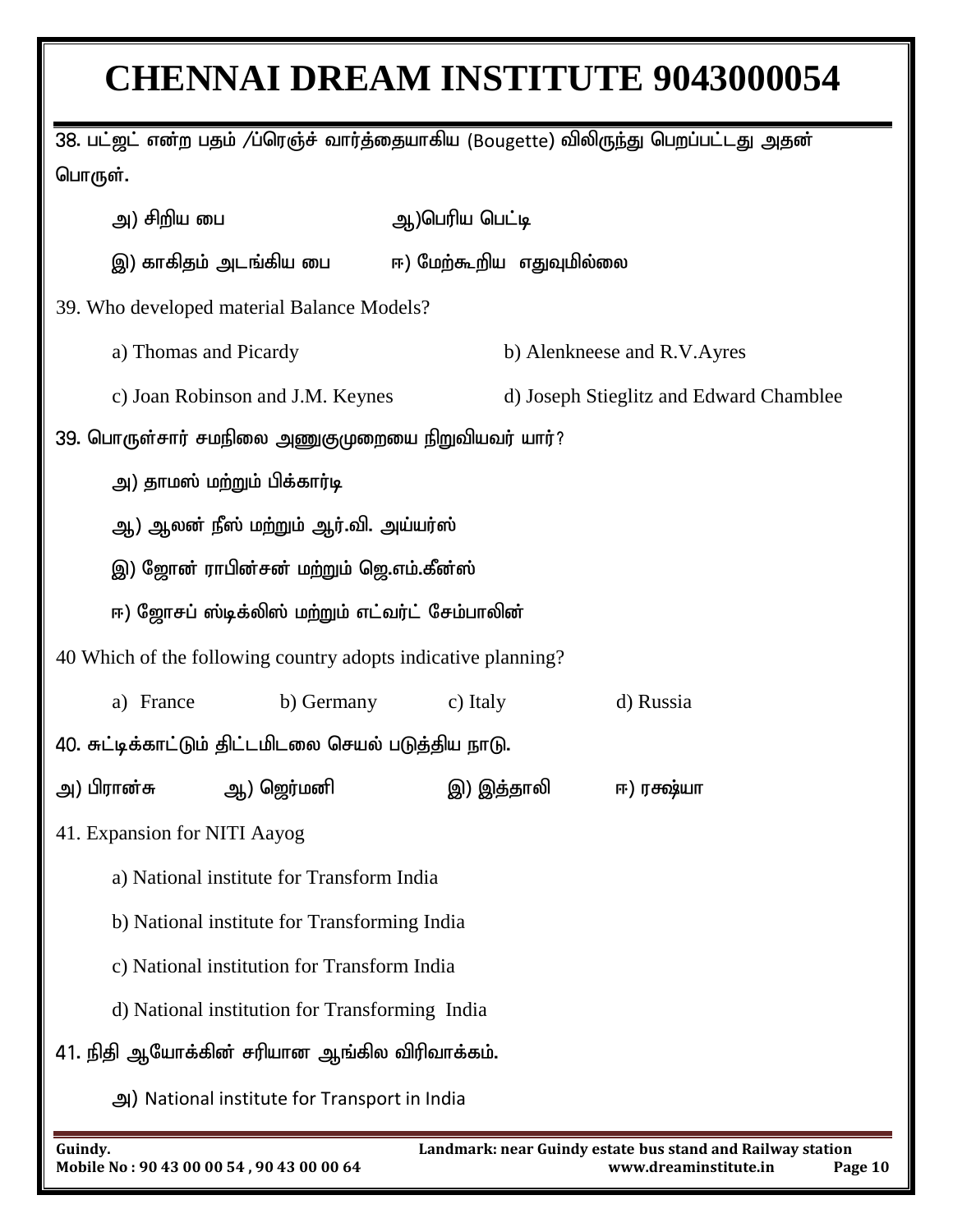38. பட்ஜட் என்ற பதம் /ப்ரெஞ்ச் வார்த்தையாகிய (Bougette) விலிருந்து பெறப்பட்டது அதன் பொருள்.

அ) சிறிய பை ஆ)பெரிய பெட்டி

இ) காகிதம் அடங்கிய பை ஈ) மேற்கூறிய எதுவுமில்லை

39. Who developed material Balance Models?

a) Thomas and Picardy b) Alenkneese and R.V.Ayres

c) Joan Robinson and J.M. Keynes d) Joseph Stieglitz and Edward Chamblee

39. பொருள்சார் சமநிலை அணுகுமுறையை நிறுவியவர் யார்?

அ) தாமஸ் மற்றும் பிக்கார்டி

ஆ) ஆலன் நீஸ் மற்றும் ஆர்.வி. அய்யர்ஸ்

இ) ஜோன் ராபின்சன் மற்றும் ஜெ.எம்.கீன்ஸ்

ஈ) ஜோசப் ஸ்டிக்லிஸ் மற்றும் எட்வர்ட் சேம்பாலின்

40 Which of the following country adopts indicative planning?

a) France b) Germany c) Italy d) Russia

40. சுட்டிக்காட்டும் திட்டமிடலை செயல் படுத்திய நாடு.

அ) பிரான்சு ஆ) ஜெர்மனி இ) இத்தாலி ஈ) ரக்ஷ்யா

41. Expansion for NITI Aayog

a) National institute for Transform India

b) National institute for Transforming India

c) National institution for Transform India

d) National institution for Transforming India

41. நிதி ஆயோக்கின் சரியான ஆங்கில விரிவாக்கம்.

அ) National institute for Transport in India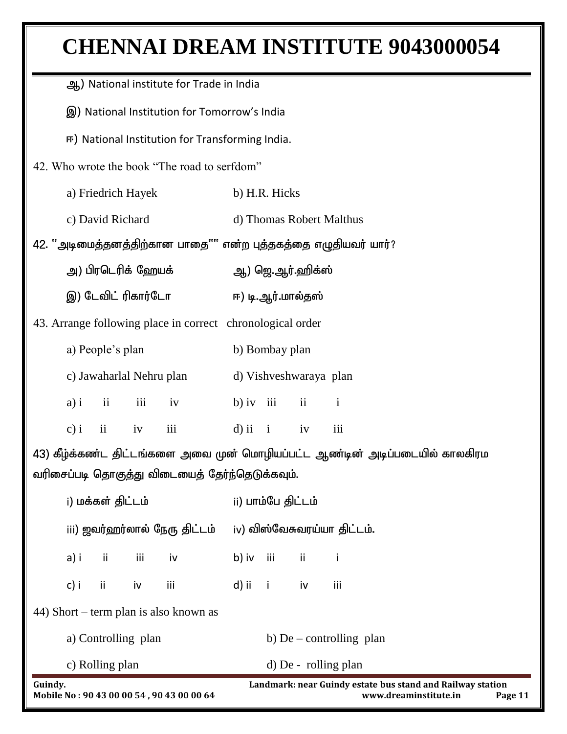ஆ) National institute for Trade in India

இ) National Institution for Tomorrow's India

ஈ) National Institution for Transforming India.

42. Who wrote the book "The road to serfdom"

a) Friedrich Hayek b) H.R. Hicks

c) David Richard d) Thomas Robert Malthus

42. "அடிமைத்தனத்திற்கான பாதை"" என்ற புத்தகத்தை எழுதியவர் யார்?

அ) பிரடெரிக் ஹேயக் ஆ) ஜெ.ஆர்.ஹிக்ஸ்

இ) டேவிட் ரிகார்டோ ஈ) டி.ஆர்.மால்தஸ்

43. Arrange following place in correct chronological order

a) People's plan b) Bombay plan

c) Jawaharlal Nehru plan d) Vishveshwaraya plan

a) i ii iii iv b) iv iii ii i

c) i ii iv iii d) ii i iv iii

43) கீழ்க்கண்ட திட்டங்களை அவை முன் மொழியப்பட்ட ஆண்டின் அடிப்படையில் காலகிரம வரிசைப்படி தொகுத்து விடையைத் தேர்ந்தெடுக்கவும்.

i) மக்கள் திட்டம் ii) பாம்பே திட்டம்

iii) ஜவர்ஹர்லால் நேரு திட்டம் iv) விஸ்வேசுவரய்யா திட்டம்.

a) i ii iii iv b) iv iii ii i

c) i ii iv iii d) ii i iv iii

44) Short – term plan is also known as

a) Controlling plan b) De – controlling plan

c) Rolling plan d) De - rolling plan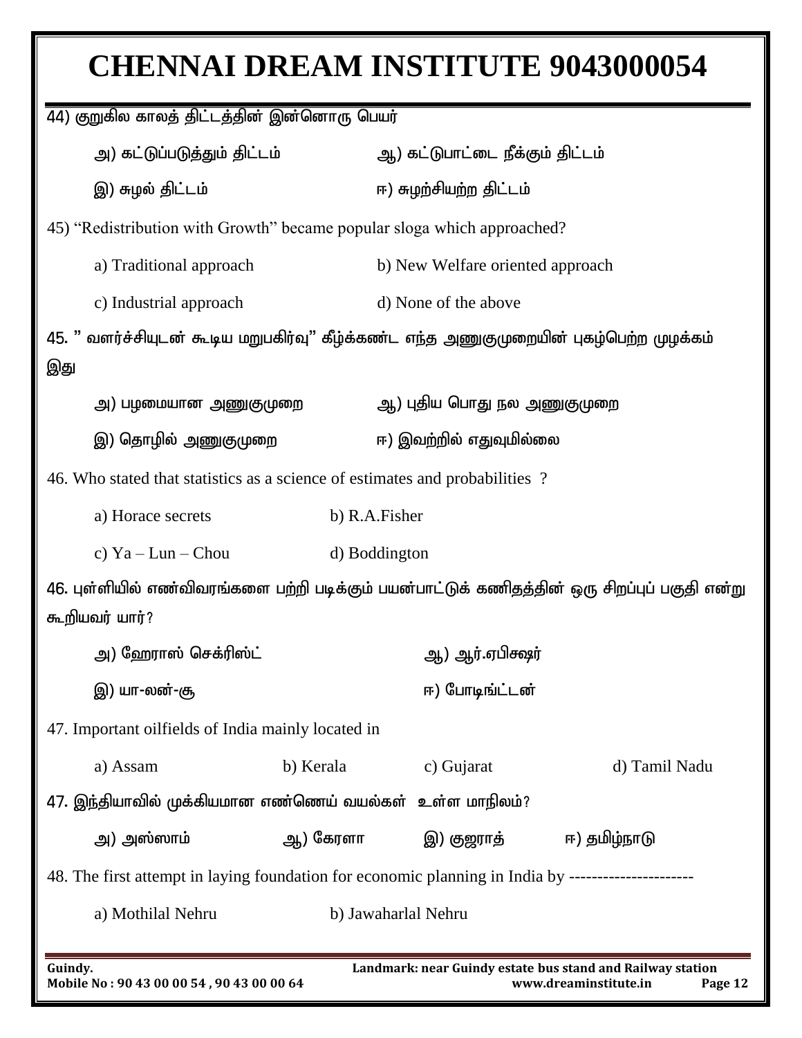44) குறுகில காலத் திட்டத்தின் இன்னொரு பெயர்

அ) கட்டுப்படுத்தும் திட்டம் ஆ) கட்டுபாட்டை நீக்கும் திட்டம்

இ) சுழல் திட்டம் ஈ) சுழற்சியற்ற திட்டம்

45) "Redistribution with Growth" became popular sloga which approached?

a) Traditional approach b) New Welfare oriented approach

c) Industrial approach d) None of the above

45. " வளர்ச்சியுடன் கூடிய மறுபகிர்வு" கீழ்க்கண்ட எந்த அணுகுமுறையின் புகழ்பெற்ற முழக்கம் இது

அ) பழமையான அணுகுமுறை ஆ) புதிய பொது நல அணுகுமுறை

இ) தொழில் அணுகுமுறை ஈ) இவற்றில் எதுவுமில்லை

46. Who stated that statistics as a science of estimates and probabilities ?

a) Horace secrets b) R.A.Fisher

c) Ya – Lun – Chou d) Boddington

46. புள்ளியில் எண்விவரங்களை பற்றி படிக்கும் பயன்பாட்டுக் கணிதத்தின் ஒரு சிறப்புப் பகுதி என்று கூறியவர் யார்?

அ) ஹேராஸ் செக்ரிஸ்ட் ஆ) ஆர்.ஏபிசுஷர்

இ) யா-லன்-சூ ஈ) போடிங்ட்டன்

47. Important oilfields of India mainly located in

a) Assam b) Kerala c) Gujarat d) Tamil Nadu

47. இந்தியாவில் முக்கியமான எண்ணெய் வயல்கள் உள்ள மாநிலம்?

அ) அஸ்ஸாம் ஆ) கேரளா இ) குஜராத் ஈ) தமிழ்நாடு

48. The first attempt in laying foundation for economic planning in India by ----------------------

a) Mothilal Nehru b) Jawaharlal Nehru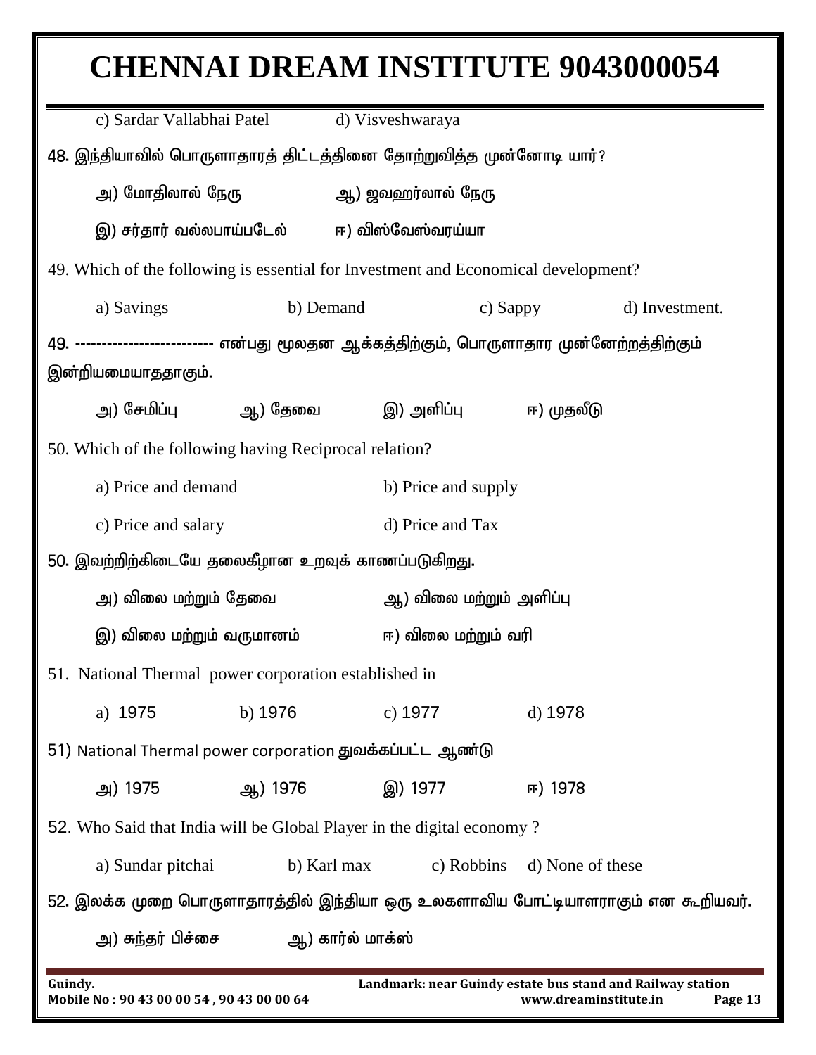c) Sardar Vallabhai Patel    d) Visveshwaraya

48. இந்தியாவில் பொருளாதாரத் திட்டத்தினை தோற்றுவித்த முன்னோடி யார்?

அ) மோதிலால் நேரு    ஆ) ஜவஹர்லால் நேரு

இ) சர்தார் வல்லபாய்படேல்    ஈ) விஸ்வேஸ்வரய்யா

49. Which of the following is essential for Investment and Economical development?

a) Savings    b) Demand    c) Sappy    d) Investment.

49. ------------------------- என்பது மூலதன ஆக்கத்திற்கும், பொருளாதார முன்னேற்றத்திற்கும் இன்றியமையாததாகும்.

அ) சேமிப்பு    ஆ) தேவை    இ) அளிப்பு    ஈ) முதலீடு

50. Which of the following having Reciprocal relation?

a) Price and demand    b) Price and supply

c) Price and salary    d) Price and Tax

50. இவற்றிற்கிடையே தலைகீழான உறவுக் காணப்படுகிறது.

அ) விலை மற்றும் தேவை    ஆ) விலை மற்றும் அளிப்பு

இ) விலை மற்றும் வருமானம்    ஈ) விலை மற்றும் வரி

51. National Thermal power corporation established in

a) 1975    b) 1976    c) 1977    d) 1978

51) National Thermal power corporation துவக்கப்பட்ட ஆண்டு

அ) 1975    ஆ) 1976    இ) 1977    ஈ) 1978

52. Who Said that India will be Global Player in the digital economy ?

a) Sundar pitchai    b) Karl max    c) Robbins    d) None of these

52. இலக்க முறை பொருளாதாரத்தில் இந்தியா ஒரு உலகளாவிய போட்டியாளராகும் என கூறியவர்.

அ) சுந்தர் பிச்சை    ஆ) கார்ல் மாக்ஸ்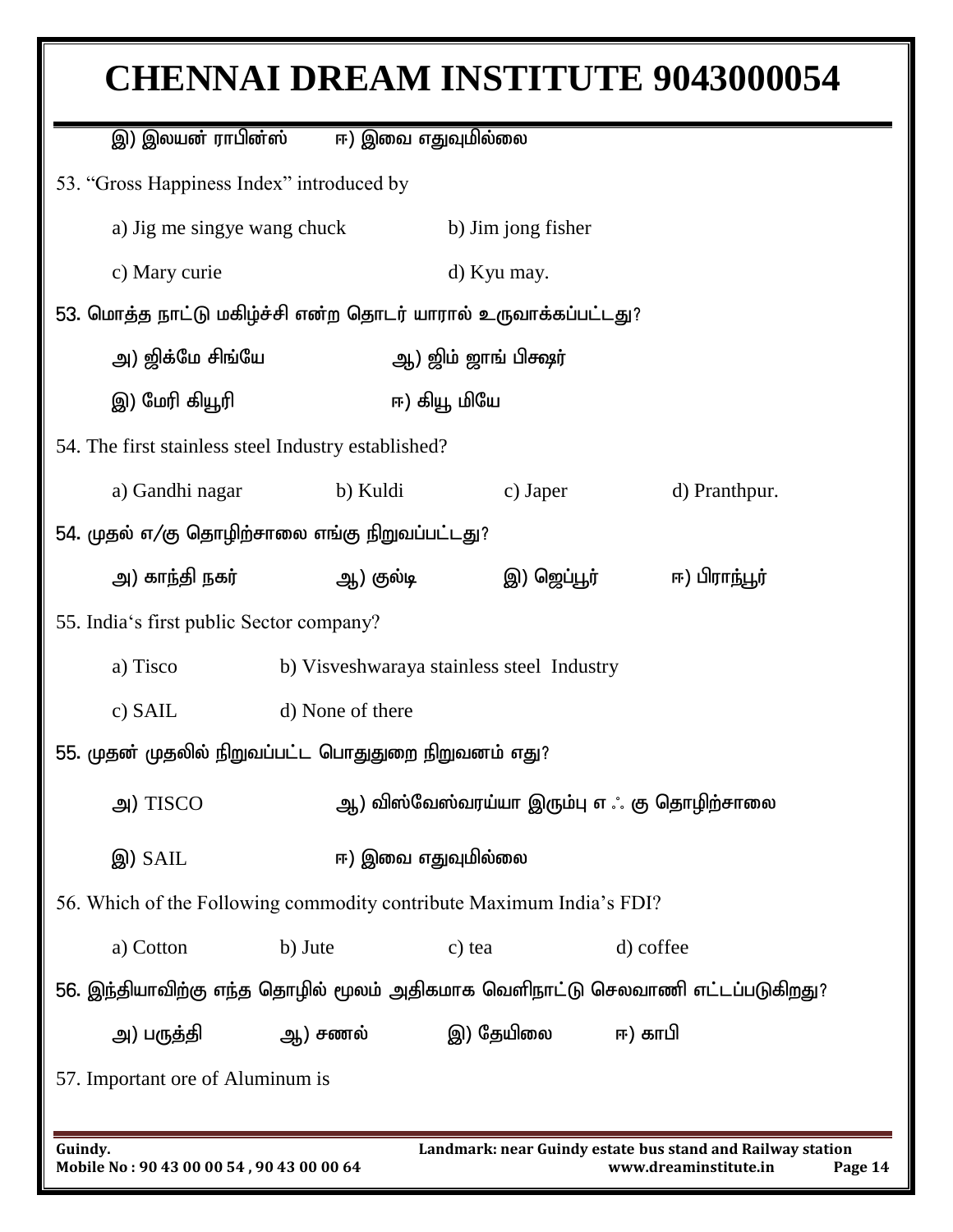இ) இலயன் ராபின்ஸ் ஈ) இவை எதுவுமில்லை

53. "Gross Happiness Index" introduced by

a) Jig me singye wang chuck b) Jim jong fisher

c) Mary curie d) Kyu may.

53. மொத்த நாட்டு மகிழ்ச்சி என்ற தொடர் யாரால் உருவாக்கப்பட்டது?

அ) ஜிக்மே சிங்யே ஆ) ஜிம் ஜாங் பிசஷர்

இ) மேரி கியூரி ஈ) கியூ மியே

54. The first stainless steel Industry established?

a) Gandhi nagar b) Kuldi c) Japer d) Pranthpur.

54. முதல் எ/கு தொழிற்சாலை எங்கு நிறுவப்பட்டது?

அ) காந்தி நகர் ஆ) குல்டி இ) ஜெப்பூர் ஈ) பிராந்பூர்

55. India's first public Sector company?

a) Tisco b) Visveshwaraya stainless steel Industry

c) SAIL d) None of there

55. முதன் முதலில் நிறுவப்பட்ட பொதுதுறை நிறுவனம் எது?

அ) TISCO ஆ) விஸ்வேஸ்வரய்யா இரும்பு எ ஃ கு தொழிற்சாலை

இ) SAIL ஈ) இவை எதுவுமில்லை

56. Which of the Following commodity contribute Maximum India's FDI?

a) Cotton b) Jute c) tea d) coffee

56. இந்தியாவிற்கு எந்த தொழில் மூலம் அதிகமாக வெளிநாட்டு செலவாணி எட்டப்படுகிறது?

அ) பருத்தி ஆ) சணல் இ) தேயிலை ஈ) காபி

57. Important ore of Aluminum is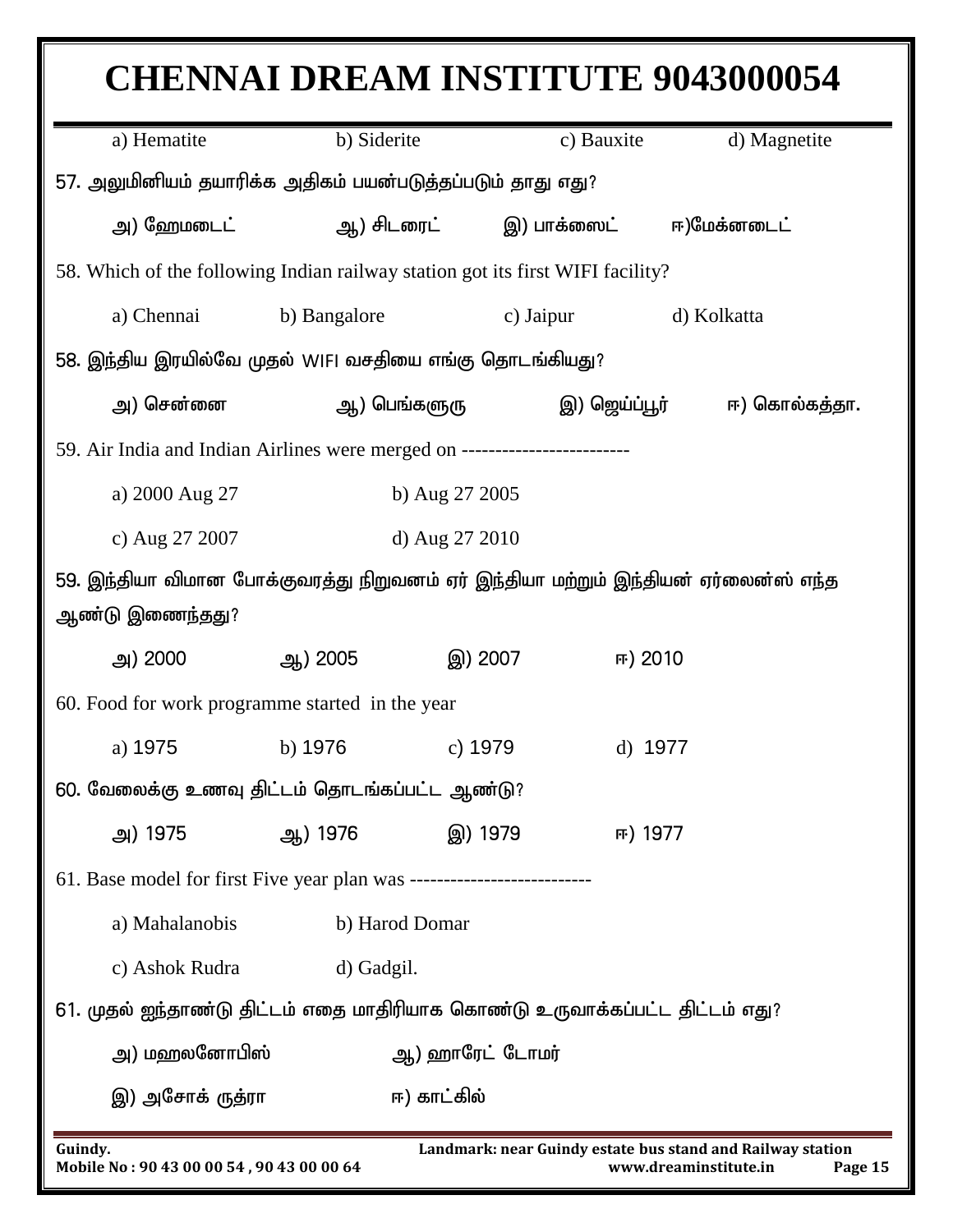a) Hematite b) Siderite c) Bauxite d) Magnetite

57. அலுமினியம் தயாரிக்க அதிகம் பயன்படுத்தப்படும் தாது எது?

அ) ஹேமடைட் ஆ) சிடரைட் இ) பாக்ஸைட் ஈ)மேக்னடைட்

58. Which of the following Indian railway station got its first WIFI facility?

a) Chennai b) Bangalore c) Jaipur d) Kolkatta

58. இந்திய இரயில்வே முதல் WIFI வசதியை எங்கு தொடங்கியது?

அ) சென்னை ஆ) பெங்களூரு இ) ஜெய்ப்பூர் ஈ) கொல்கத்தா.

59. Air India and Indian Airlines were merged on -------------------------

a) 2000 Aug 27 b) Aug 27 2005

c) Aug 27 2007 d) Aug 27 2010

59. இந்தியா விமான போக்குவரத்து நிறுவனம் ஏர் இந்தியா மற்றும் இந்தியன் ஏர்லைன்ஸ் எந்த ஆண்டு இணைந்தது?

அ) 2000 ஆ) 2005 இ) 2007 ஈ) 2010

60. Food for work programme started in the year

a) 1975 b) 1976 c) 1979 d) 1977

60. வேலைக்கு உணவு திட்டம் தொடங்கப்பட்ட ஆண்டு?

அ) 1975 ஆ) 1976 இ) 1979 ஈ) 1977

61. Base model for first Five year plan was ---------------------------

a) Mahalanobis b) Harod Domar

c) Ashok Rudra d) Gadgil.

61. முதல் ஐந்தாண்டு திட்டம் எதை மாதிரியாக கொண்டு உருவாக்கப்பட்ட திட்டம் எது?

அ) மஹலனோபிஸ் ஆ) ஹாரேட் டோமர்

இ) அசோக் ருத்ரா ஈ) காட்கில்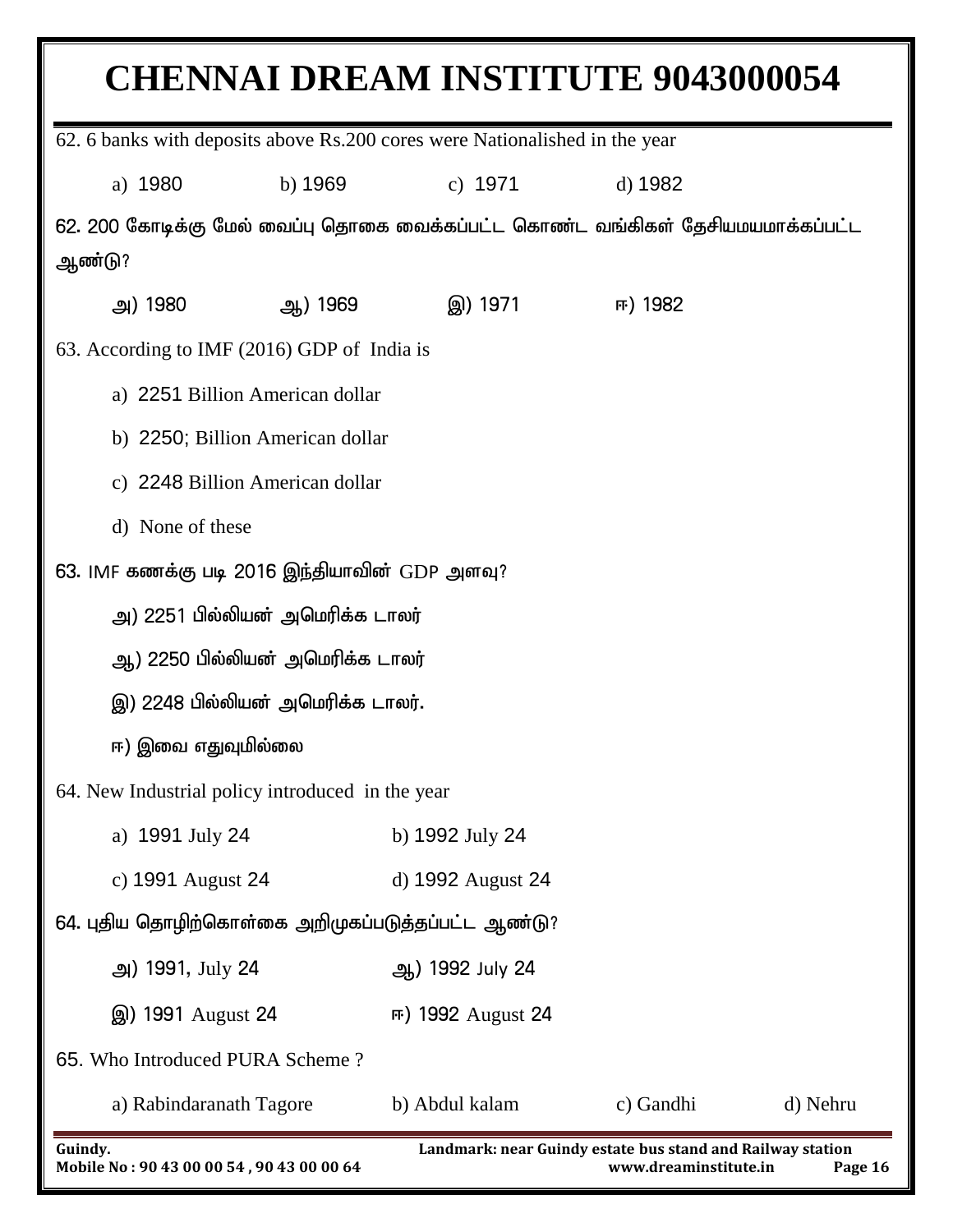62. 6 banks with deposits above Rs.200 cores were Nationalised in the year

a) 1980 b) 1969 c) 1971 d) 1982

62. 200 கோடிக்கு மேல் வைப்பு தொகை வைக்கப்பட்ட கொண்ட வங்கிகள் தேசியமயமாக்கப்பட்ட ஆண்டு?

அ) 1980 ஆ) 1969 இ) 1971 ஈ) 1982

63. According to IMF (2016) GDP of India is

a) 2251 Billion American dollar

b) 2250; Billion American dollar

c) 2248 Billion American dollar

d) None of these

63. IMF கணக்கு படி 2016 இந்தியாவின் GDP அளவு?

அ) 2251 பில்லியன் அமெரிக்க டாலர்

ஆ) 2250 பில்லியன் அமெரிக்க டாலர்

இ) 2248 பில்லியன் அமெரிக்க டாலர்.

ஈ) இவை எதுவுமில்லை

64. New Industrial policy introduced in the year

a) 1991 July 24 b) 1992 July 24

c) 1991 August 24 d) 1992 August 24

64. புதிய தொழிற்கொள்கை அறிமுகப்படுத்தப்பட்ட ஆண்டு?

அ) 1991, July 24 ஆ) 1992 July 24

இ) 1991 August 24 ஈ) 1992 August 24

65. Who Introduced PURA Scheme ?

a) Rabindaranath Tagore b) Abdul kalam c) Gandhi d) Nehru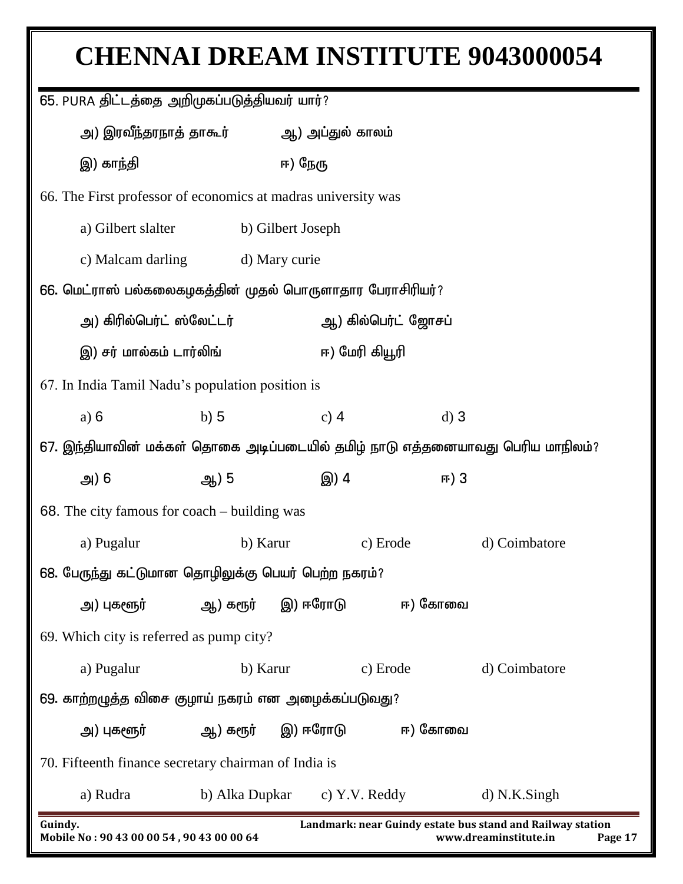65. PURA திட்டத்தை அறிமுகப்படுத்தியவர் யார்?

அ) இரவீந்தரநாத் தாகூர் ஆ) அப்துல் காலம்

இ) காந்தி ஈ) நேரு

66. The First professor of economics at madras university was

a) Gilbert slalter b) Gilbert Joseph

c) Malcam darling d) Mary curie

66. மெட்ராஸ் பல்கலைகழகத்தின் முதல் பொருளாதார பேராசிரியர்?

அ) கிரில்பெர்ட் ஸ்லேட்டர் ஆ) கில்பெர்ட் ஜோசப்

இ) சர் மால்கம் டார்லிங் ஈ) மேரி கியூரி

67. In India Tamil Nadu's population position is

a) 6 b) 5 c) 4 d) 3

67. இந்தியாவின் மக்கள் தொகை அடிப்படையில் தமிழ் நாடு எத்தனையாவது பெரிய மாநிலம்?

அ) 6 ஆ) 5 இ) 4 ஈ) 3

68. The city famous for coach – building was

a) Pugalur b) Karur c) Erode d) Coimbatore

68. பேருந்து கட்டுமான தொழிலுக்கு பெயர் பெற்ற நகரம்?

அ) புகளூர் ஆ) கரூர் இ) ஈரோடு ஈ) கோவை

69. Which city is referred as pump city?

a) Pugalur b) Karur c) Erode d) Coimbatore

69. காற்றழுத்த விசை குழாய் நகரம் என அழைக்கப்படுவது?

அ) புகளூர் ஆ) கரூர் இ) ஈரோடு ஈ) கோவை

70. Fifteenth finance secretary chairman of India is

a) Rudra b) Alka Dupkar c) Y.V. Reddy d) N.K.Singh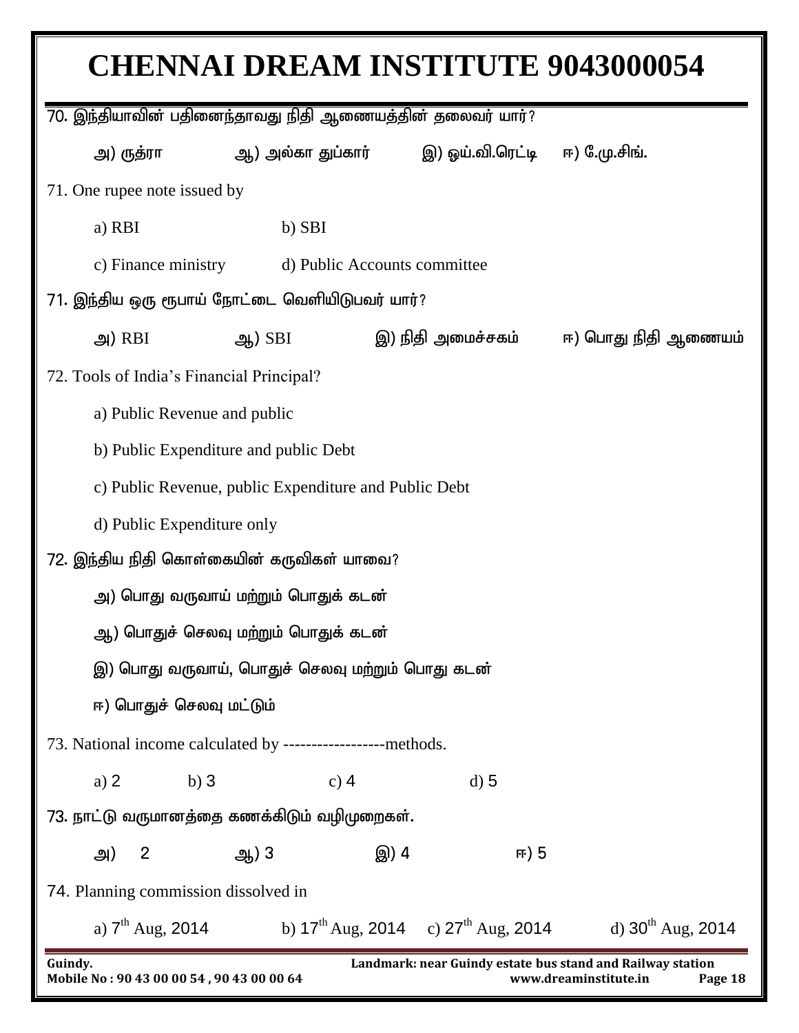70. இந்தியாவின் பதினைந்தாவது நிதி ஆணையத்தின் தலைவர் யார்?

அ) ருத்ரா ஆ) அல்கா துப்கார் இ) ஓய்.வி.ரெட்டி ஈ) மே.மு.சிங்.

71. One rupee note issued by

a) RBI b) SBI

c) Finance ministry d) Public Accounts committee

71. இந்திய ஒரு ரூபாய் நோட்டை வெளியிடுபவர் யார்?

அ) RBI ஆ) SBI இ) நிதி அமைச்சகம் ஈ) பொது நிதி ஆணையம்

72. Tools of India's Financial Principal?

a) Public Revenue and public

b) Public Expenditure and public Debt

c) Public Revenue, public Expenditure and Public Debt

d) Public Expenditure only

72. இந்திய நிதி கொள்கையின் கருவிகள் யாவை?

அ) பொது வருவாய் மற்றும் பொதுக் கடன்

ஆ) பொதுச் செலவு மற்றும் பொதுக் கடன்

இ) பொது வருவாய், பொதுச் செலவு மற்றும் பொது கடன்

ஈ) பொதுச் செலவு மட்டும்

73. National income calculated by ------------------methods.

a) 2 b) 3 c) 4 d) 5

73. நாட்டு வருமானத்தை கணக்கிடும் வழிமுறைகள்.

அ) 2 ஆ) 3 இ) 4 ஈ) 5

74. Planning commission dissolved in

a) 7th Aug, 2014 b) 17th Aug, 2014 c) 27th Aug, 2014 d) 30th Aug, 2014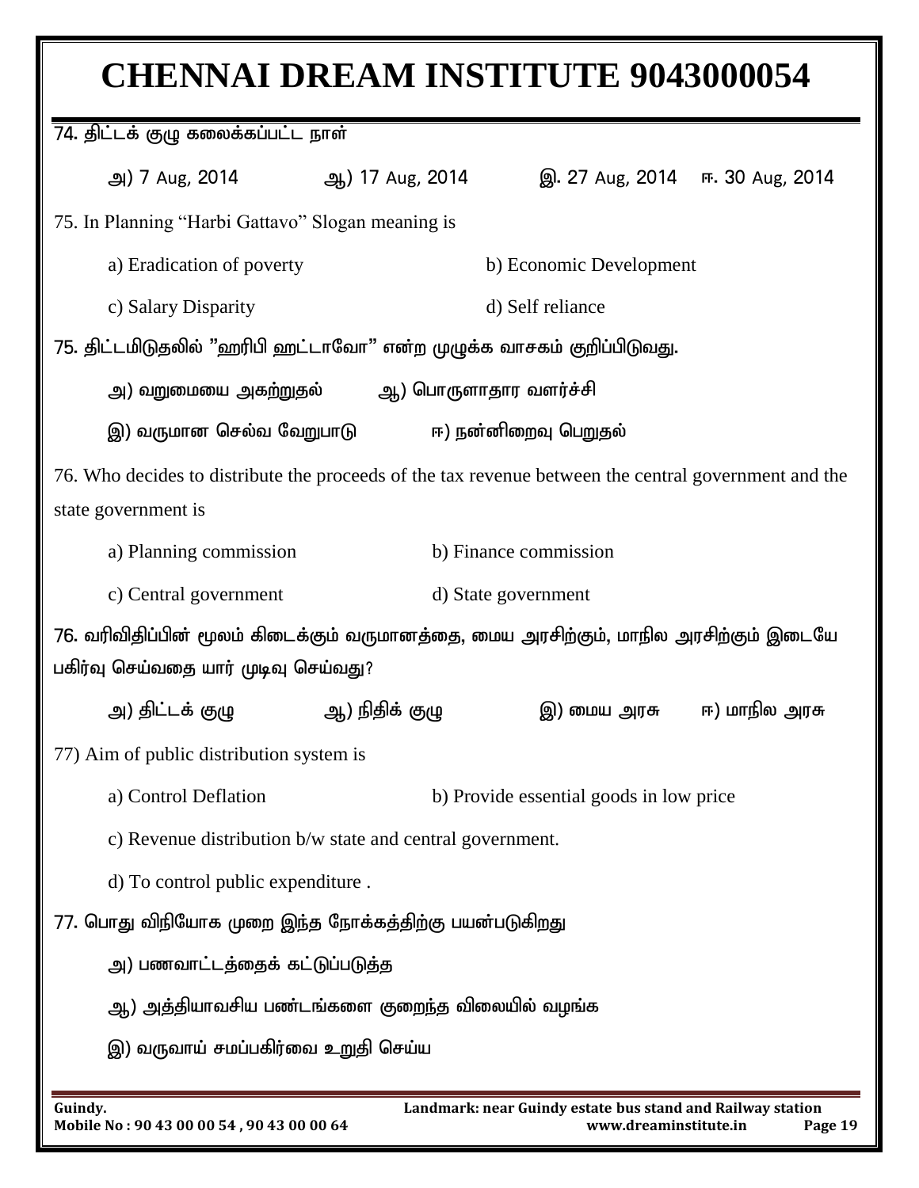74. திட்டக் குழு கலைக்கப்பட்ட நாள்

அ) 7 Aug, 2014 ஆ) 17 Aug, 2014 இ. 27 Aug, 2014 ஈ. 30 Aug, 2014

75. In Planning "Harbi Gattavo" Slogan meaning is

a) Eradication of poverty b) Economic Development

c) Salary Disparity d) Self reliance

75. திட்டமிடுதலில் "ஹரிபி ஹட்டாவோ" என்ற முழுக்க வாசகம் குறிப்பிடுவது.

அ) வறுமையை அகற்றுதல் ஆ) பொருளாதார வளர்ச்சி

இ) வருமான செல்வ வேறுபாடு ஈ) நன்னிறைவு பெறுதல்

76. Who decides to distribute the proceeds of the tax revenue between the central government and the state government is

a) Planning commission b) Finance commission

c) Central government d) State government

76. வரிவிதிப்பின் மூலம் கிடைக்கும் வருமானத்தை, மைய அரசிற்கும், மாநில அரசிற்கும் இடையே பகிர்வு செய்வதை யார் முடிவு செய்வது?

அ) திட்டக் குழு ஆ) நிதிக் குழு இ) மைய அரசு ஈ) மாநில அரசு

77) Aim of public distribution system is

a) Control Deflation b) Provide essential goods in low price

c) Revenue distribution b/w state and central government.

d) To control public expenditure .

77. பொது விநியோக முறை இந்த நோக்கத்திற்கு பயன்படுகிறது

அ) பணவாட்டத்தைக் கட்டுப்படுத்த

ஆ) அத்தியாவசிய பண்டங்களை குறைந்த விலையில் வழங்க

இ) வருவாய் சமப்பகிர்வை உறுதி செய்ய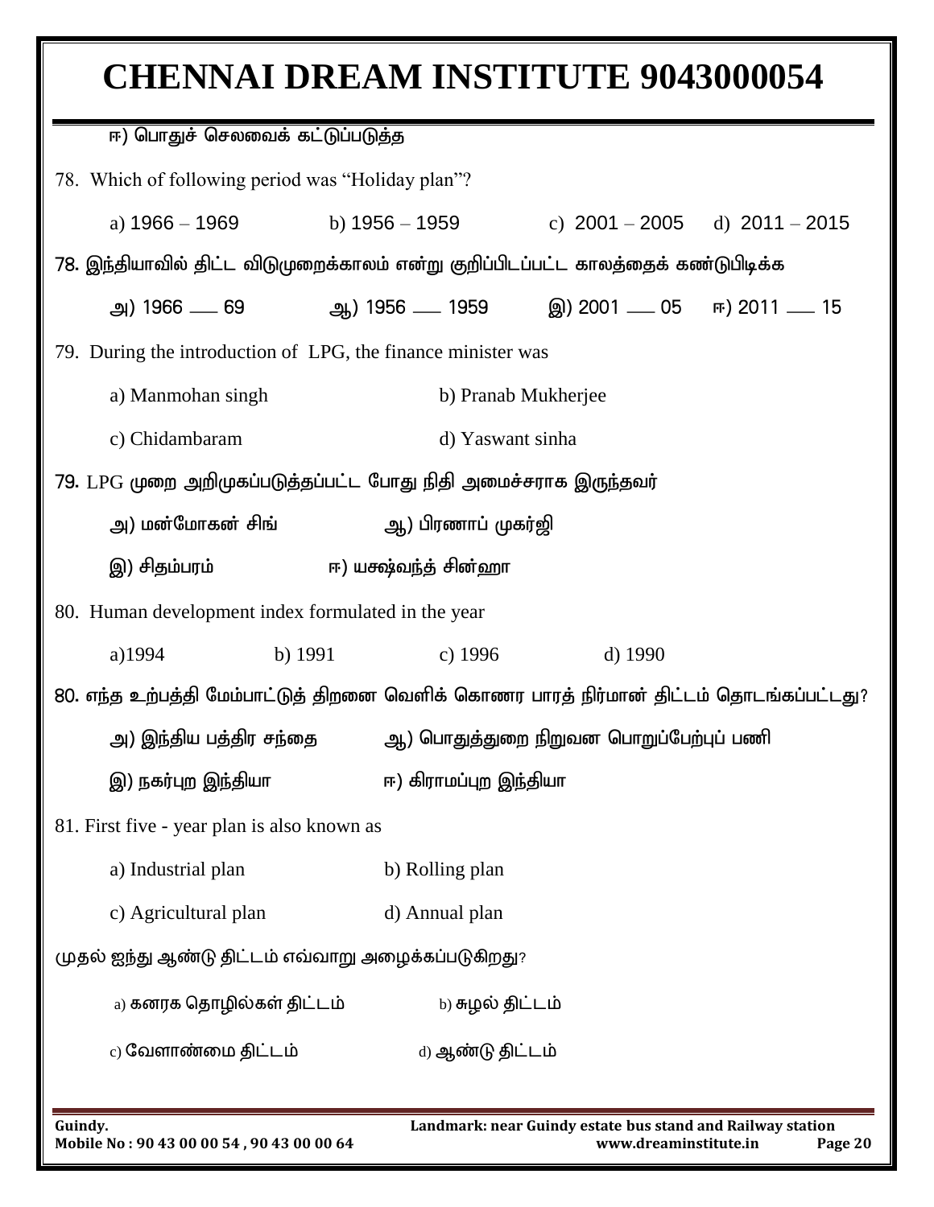ஈ) பொதுச் செலவைக் கட்டுப்படுத்த

78. Which of following period was "Holiday plan"?

a) 1966 – 1969 b) 1956 – 1959 c) 2001 – 2005 d) 2011 – 2015

78. இந்தியாவில் திட்ட விடுமுறைக்காலம் என்று குறிப்பிடப்பட்ட காலத்தைக் கண்டுபிடிக்க

அ) 1966 ___ 69 ஆ) 1956 ___ 1959 இ) 2001 ___ 05 ஈ) 2011 ___ 15

79. During the introduction of LPG, the finance minister was

a) Manmohan singh b) Pranab Mukherjee

c) Chidambaram d) Yaswant sinha

79. LPG முறை அறிமுகப்படுத்தப்பட்ட போது நிதி அமைச்சராக இருந்தவர்

அ) மன்மோகன் சிங் ஆ) பிரணாப் முகர்ஜி

இ) சிதம்பரம் ஈ) யசஷ்வந்த் சின்ஹா

80. Human development index formulated in the year

a)1994 b) 1991 c) 1996 d) 1990

80. எந்த உற்பத்தி மேம்பாட்டுத் திறனை வெளிக் கொணர பாரத் நிர்மான் திட்டம் தொடங்கப்பட்டது?

அ) இந்திய பத்திர சந்தை ஆ) பொதுத்துறை நிறுவன பொறுப்பேற்புப் பணி

இ) நகர்புற இந்தியா ஈ) கிராமப்புற இந்தியா

81. First five - year plan is also known as

a) Industrial plan b) Rolling plan

c) Agricultural plan d) Annual plan

முதல் ஐந்து ஆண்டு திட்டம் எவ்வாறு அழைக்கப்படுகிறது?

a) கனரக தொழில்கள் திட்டம் b) சுழல் திட்டம்

c) வேளாண்மை திட்டம் d) ஆண்டு திட்டம்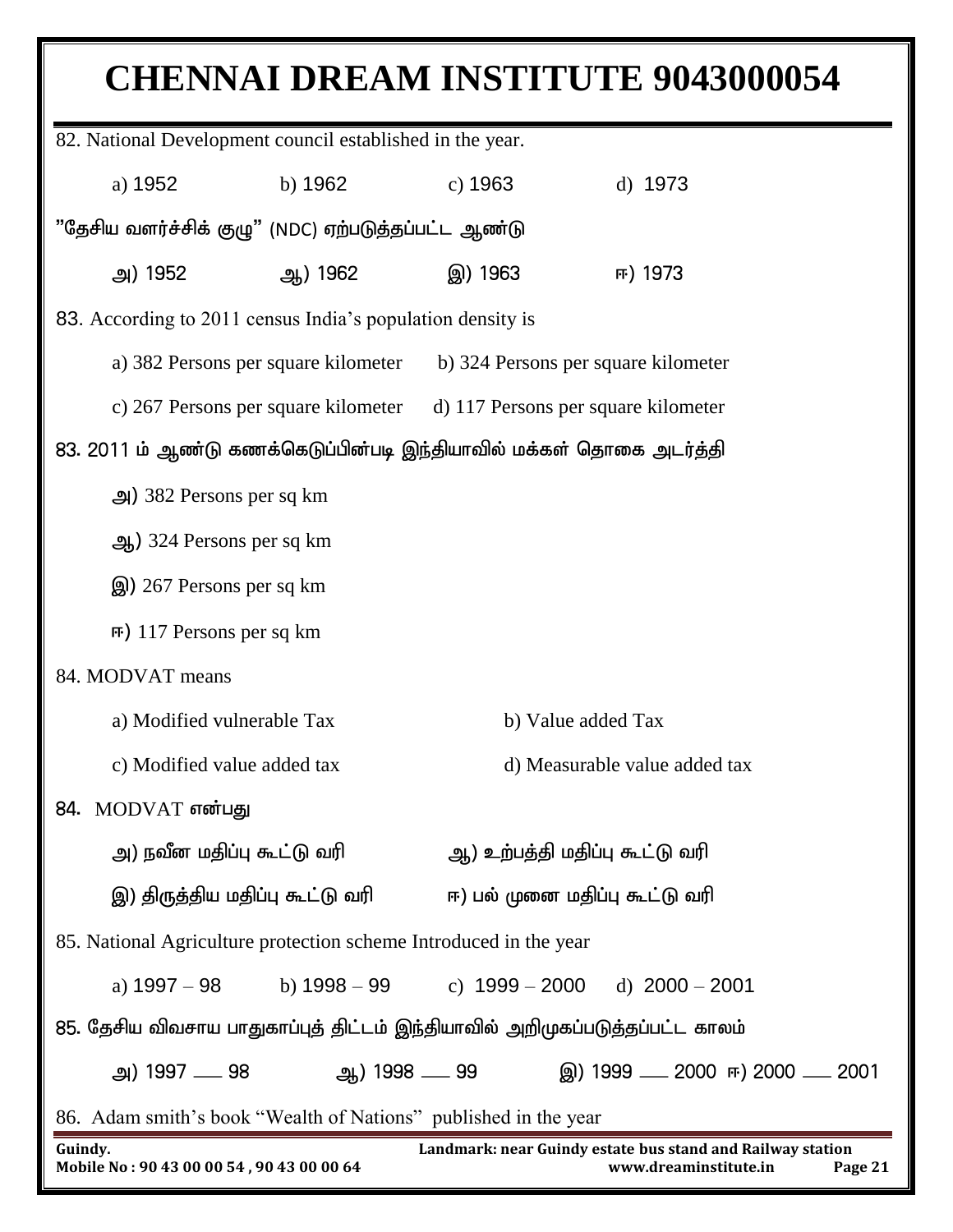82. National Development council established in the year.

a) 1952 b) 1962 c) 1963 d) 1973

"தேசிய வளர்ச்சிக் குழு" (NDC) ஏற்படுத்தப்பட்ட ஆண்டு

அ) 1952 ஆ) 1962 இ) 1963 ஈ) 1973

83. According to 2011 census India's population density is

a) 382 Persons per square kilometer b) 324 Persons per square kilometer

c) 267 Persons per square kilometer d) 117 Persons per square kilometer

83. 2011 ம் ஆண்டு கணக்கெடுப்பின்படி இந்தியாவில் மக்கள் தொகை அடர்த்தி

அ) 382 Persons per sq km

ஆ) 324 Persons per sq km

இ) 267 Persons per sq km

ஈ) 117 Persons per sq km

84. MODVAT means

a) Modified vulnerable Tax b) Value added Tax

c) Modified value added tax d) Measurable value added tax

84. MODVAT என்பது

அ) நவீன மதிப்பு கூட்டு வரி ஆ) உற்பத்தி மதிப்பு கூட்டு வரி

இ) திருத்திய மதிப்பு கூட்டு வரி ஈ) பல் முனை மதிப்பு கூட்டு வரி

85. National Agriculture protection scheme Introduced in the year

a) 1997 – 98 b) 1998 – 99 c) 1999 – 2000 d) 2000 – 2001

85. தேசிய விவசாய பாதுகாப்புத் திட்டம் இந்தியாவில் அறிமுகப்படுத்தப்பட்ட காலம்

அ) 1997 — 98 ஆ) 1998 — 99 இ) 1999 — 2000 ஈ) 2000 — 2001

86. Adam smith's book "Wealth of Nations" published in the year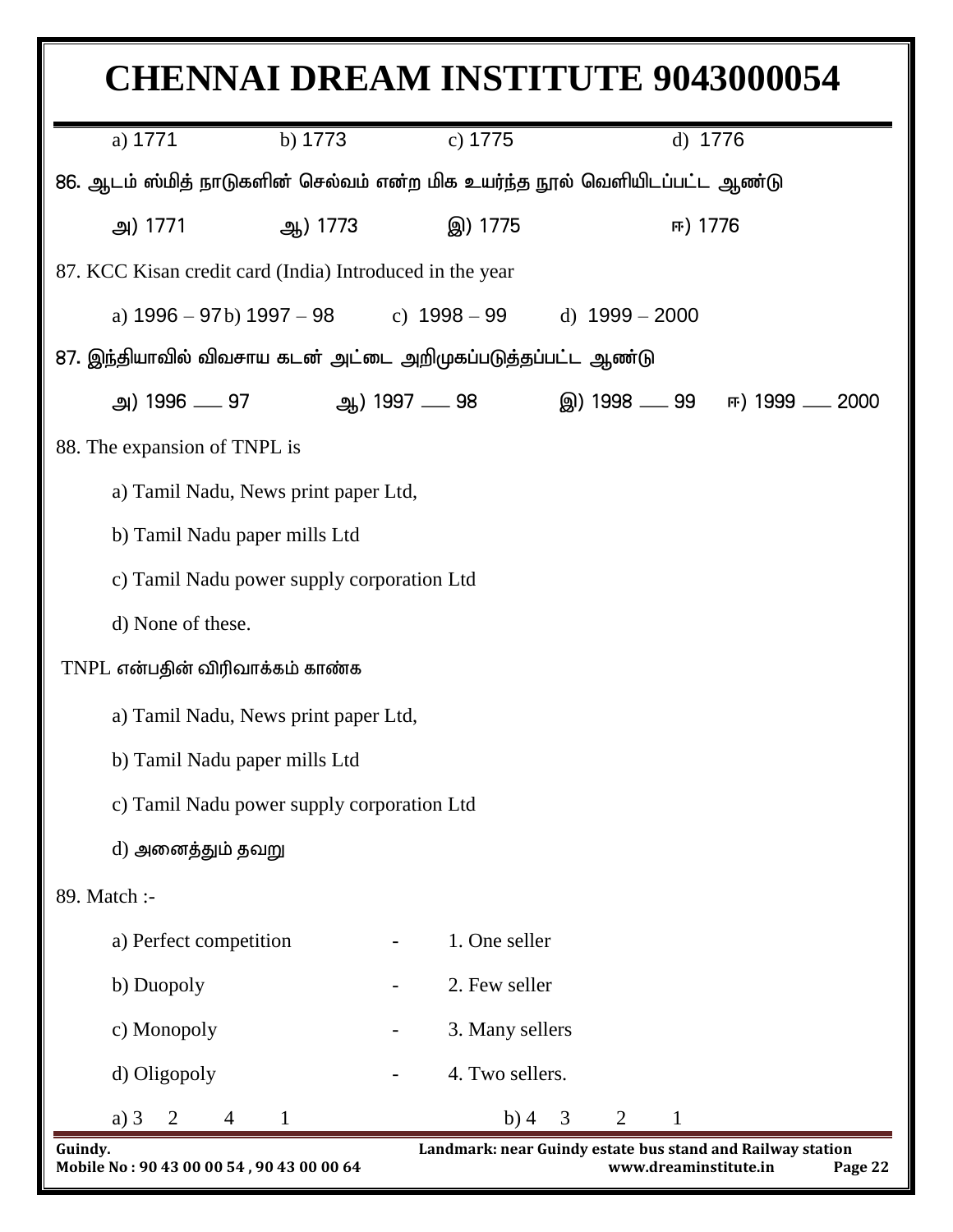a) 1771 b) 1773 c) 1775 d) 1776

86. ஆடம் ஸ்மித் நாடுகளின் செல்வம் என்ற மிக உயர்ந்த நூல் வெளியிடப்பட்ட ஆண்டு

அ) 1771 ஆ) 1773 இ) 1775 ஈ) 1776

87. KCC Kisan credit card (India) Introduced in the year

a) 1996 – 97 b) 1997 – 98 c) 1998 – 99 d) 1999 – 2000

87. இந்தியாவில் விவசாய கடன் அட்டை அறிமுகப்படுத்தப்பட்ட ஆண்டு

அ) 1996 — 97 ஆ) 1997 — 98 இ) 1998 — 99 ஈ) 1999 — 2000

88. The expansion of TNPL is

a) Tamil Nadu, News print paper Ltd,

b) Tamil Nadu paper mills Ltd

c) Tamil Nadu power supply corporation Ltd

d) None of these.

TNPL என்பதின் விரிவாக்கம் காண்க

a) Tamil Nadu, News print paper Ltd,

b) Tamil Nadu paper mills Ltd

c) Tamil Nadu power supply corporation Ltd

d) அனைத்தும் தவறு

89. Match :-

a) Perfect competition - 1. One seller

b) Duopoly - 2. Few seller

c) Monopoly - 3. Many sellers

d) Oligopoly - 4. Two sellers.

a) 3 2 4 1 b) 4 3 2 1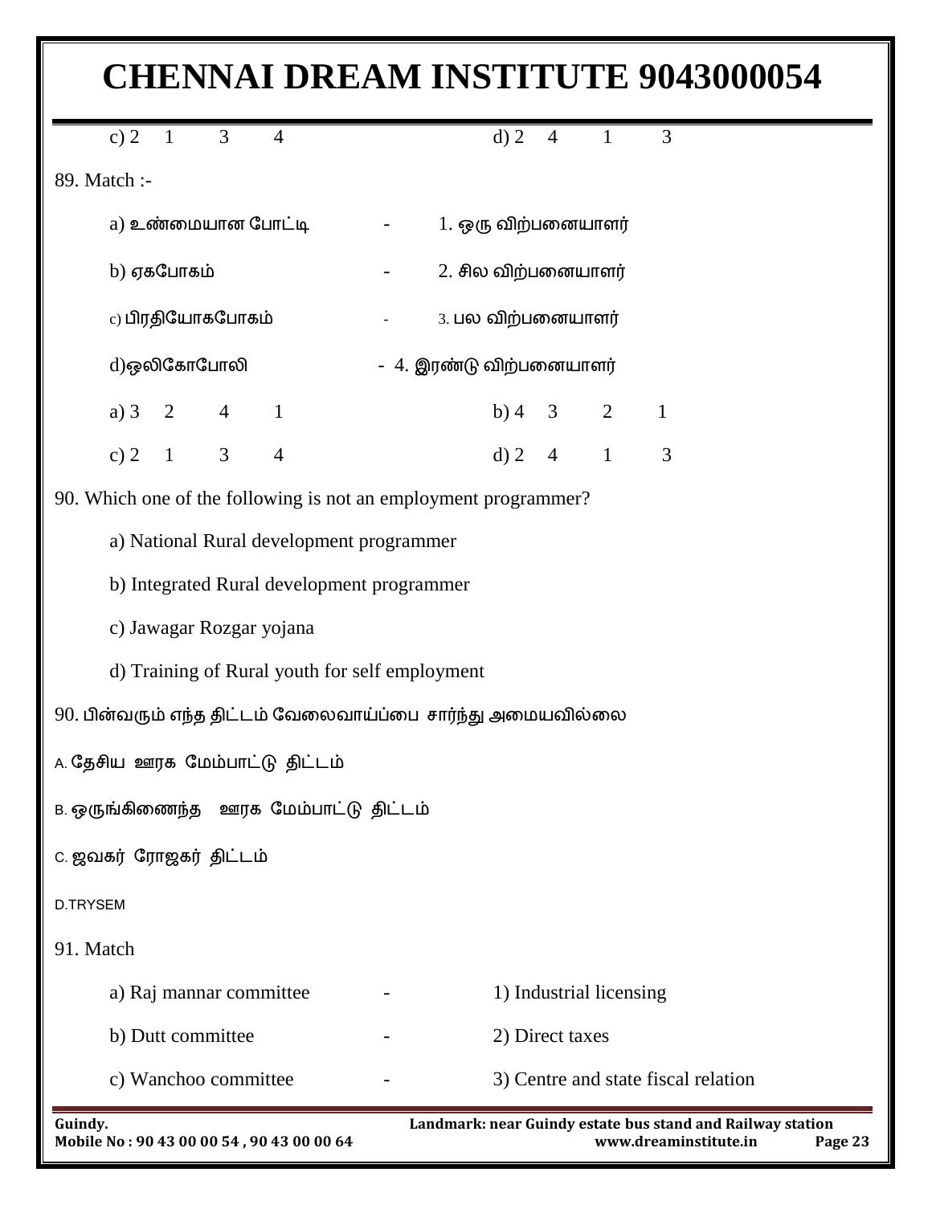c) 2 1 3 4 d) 2 4 1 3

89. Match :-

a) உண்மையான போட்டி - 1. ஒரு விற்பனையாளர்

b) ஏகபோகம் - 2. சில விற்பனையாளர்

c) பிரதியோகபோகம் - 3. பல விற்பனையாளர்

d)ஒலிகோபோலி - 4. இரண்டு விற்பனையாளர்

a) 3 2 4 1 b) 4 3 2 1

c) 2 1 3 4 d) 2 4 1 3

90. Which one of the following is not an employment programmer?

a) National Rural development programmer

b) Integrated Rural development programmer

c) Jawagar Rozgar yojana

d) Training of Rural youth for self employment

90. பின்வரும் எந்த திட்டம் வேலைவாய்ப்பை சார்ந்து அமையவில்லை

A. தேசிய ஊரக மேம்பாட்டு திட்டம்

B. ஒருங்கிணைந்த ஊரக மேம்பாட்டு திட்டம்

C. ஜவகர் ரோஜகர் திட்டம்

D.TRYSEM

91. Match

a) Raj mannar committee - 1) Industrial licensing

b) Dutt committee - 2) Direct taxes

c) Wanchoo committee - 3) Centre and state fiscal relation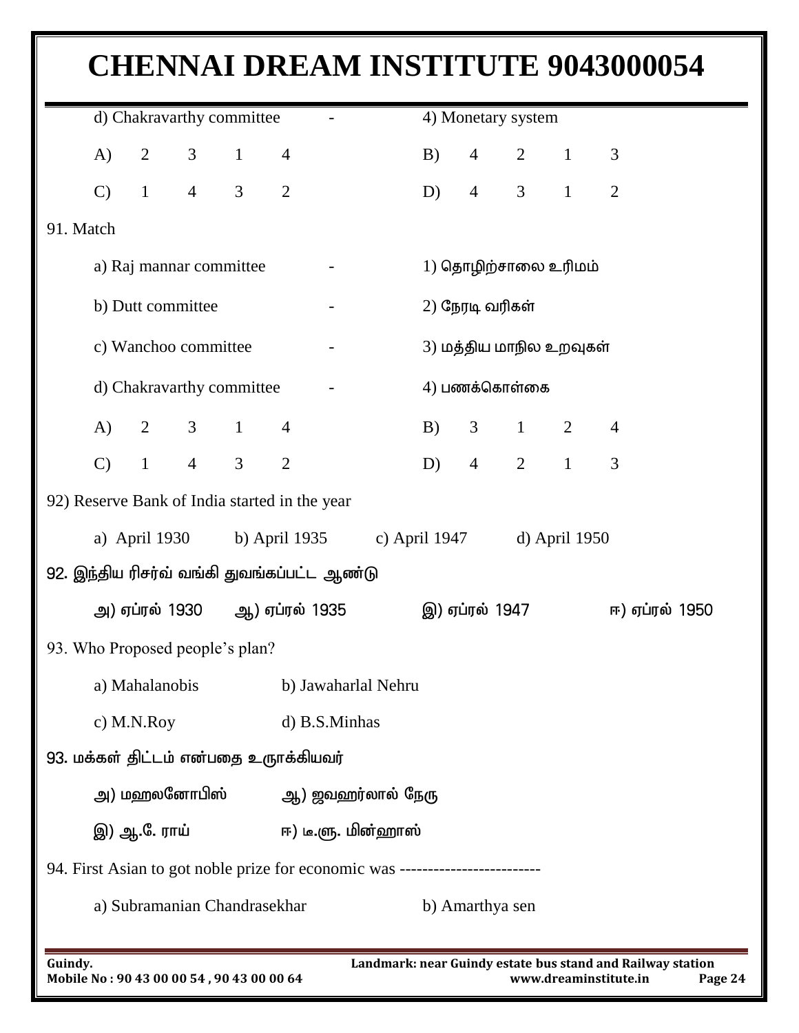d) Chakravarthy committee - 4) Monetary system

| | | | | | | | | | |
|---|---|---|---|---|---|---|---|---|---|
| A) | 2 | 3 | 1 | 4 | B) | 4 | 2 | 1 | 3 |
| C) | 1 | 4 | 3 | 2 | D) | 4 | 3 | 1 | 2 |

91. Match

a) Raj mannar committee - 1) தொழிற்சாலை உரிமம்

b) Dutt committee - 2) நேரடி வரிகள்

c) Wanchoo committee - 3) மத்திய மாநில உறவுகள்

d) Chakravarthy committee - 4) பணக்கொள்கை

| | | | | | | | | | |
|---|---|---|---|---|---|---|---|---|---|
| A) | 2 | 3 | 1 | 4 | B) | 3 | 1 | 2 | 4 |
| C) | 1 | 4 | 3 | 2 | D) | 4 | 2 | 1 | 3 |

92) Reserve Bank of India started in the year

a) April 1930 b) April 1935 c) April 1947 d) April 1950

92. இந்திய ரிசர்வ் வங்கி துவங்கப்பட்ட ஆண்டு

அ) ஏப்ரல் 1930 ஆ) ஏப்ரல் 1935 இ) ஏப்ரல் 1947 ஈ) ஏப்ரல் 1950

93. Who Proposed people's plan?

a) Mahalanobis b) Jawaharlal Nehru

c) M.N.Roy d) B.S.Minhas

93. மக்கள் திட்டம் என்பதை உருாக்கியவர்

அ) மஹலனோபிஸ் ஆ) ஜவஹர்லால் நேரு

இ) ஆ.சே. ராய் ஈ) டீ.ளு. மின்ஹாஸ்

94. First Asian to got noble prize for economic was -------------------------

a) Subramanian Chandrasekhar b) Amarthya sen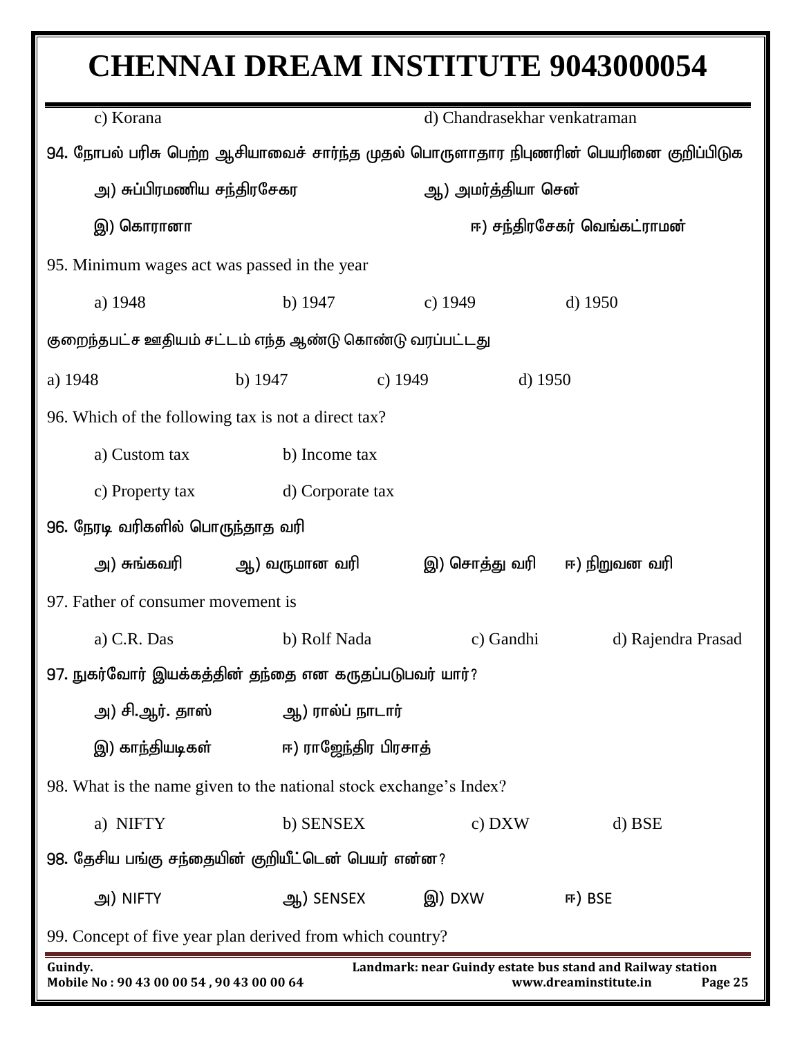c) Korana d) Chandrasekhar venkatraman

94. நோபல் பரிசு பெற்ற ஆசியாவைச் சார்ந்த முதல் பொருளாதார நிபுணரின் பெயரினை குறிப்பிடுக

அ) சுப்பிரமணிய சந்திரசேகர ஆ) அமர்த்தியா சென்

இ) கொரானா ஈ) சந்திரசேகர் வெங்கட்ராமன்

95. Minimum wages act was passed in the year

a) 1948 b) 1947 c) 1949 d) 1950

குறைந்தபட்ச ஊதியம் சட்டம் எந்த ஆண்டு கொண்டு வரப்பட்டது

a) 1948 b) 1947 c) 1949 d) 1950

96. Which of the following tax is not a direct tax?

a) Custom tax b) Income tax

c) Property tax d) Corporate tax

96. நேரடி வரிகளில் பொருந்தாத வரி

அ) சுங்கவரி ஆ) வருமான வரி இ) சொத்து வரி ஈ) நிறுவன வரி

97. Father of consumer movement is

a) C.R. Das b) Rolf Nada c) Gandhi d) Rajendra Prasad

97. நுகர்வோர் இயக்கத்தின் தந்தை என கருதப்படுபவர் யார்?

அ) சி.ஆர். தாஸ் ஆ) ரால்ப் நாடார்

இ) காந்தியடிகள் ஈ) ராஜேந்திர பிரசாத்

98. What is the name given to the national stock exchange's Index?

a) NIFTY b) SENSEX c) DXW d) BSE

98. தேசிய பங்கு சந்தையின் குறியீட்டென் பெயர் என்ன?

அ) NIFTY ஆ) SENSEX இ) DXW ஈ) BSE

99. Concept of five year plan derived from which country?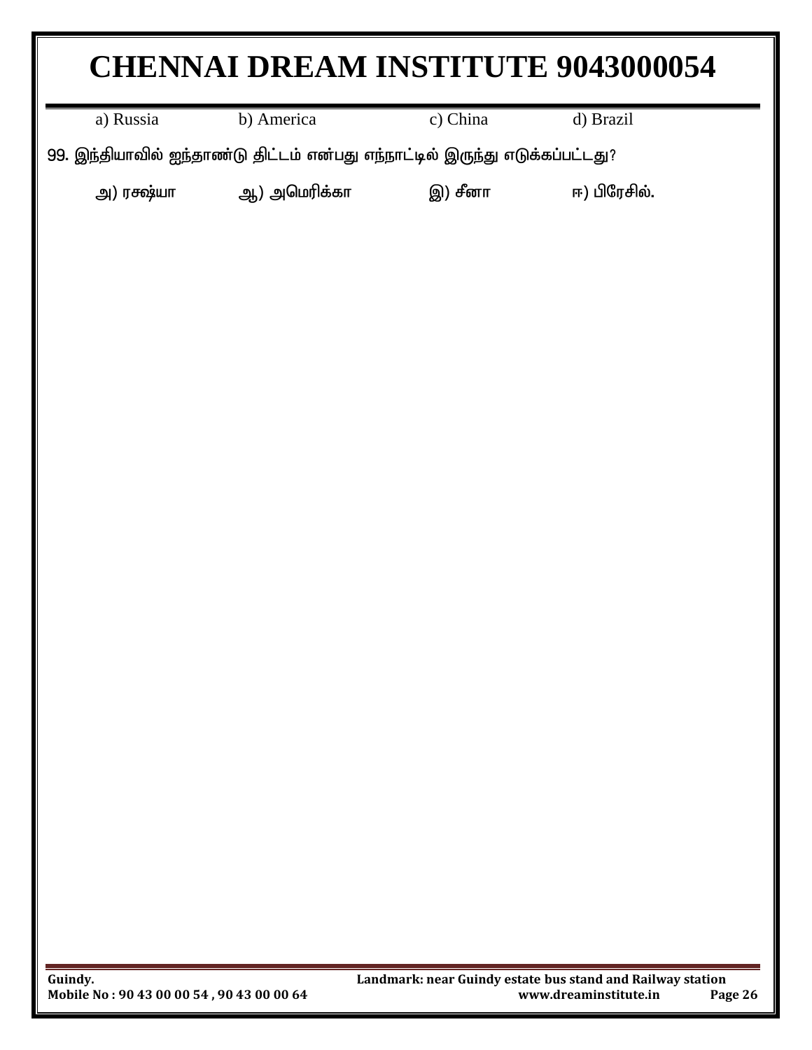a) Russia b) America c) China d) Brazil

99. இந்தியாவில் ஐந்தாண்டு திட்டம் என்பது எந்நாட்டில் இருந்து எடுக்கப்பட்டது?

அ) ரசஷ்யா ஆ) அமெரிக்கா இ) சீனா ஈ) பிரேசில்.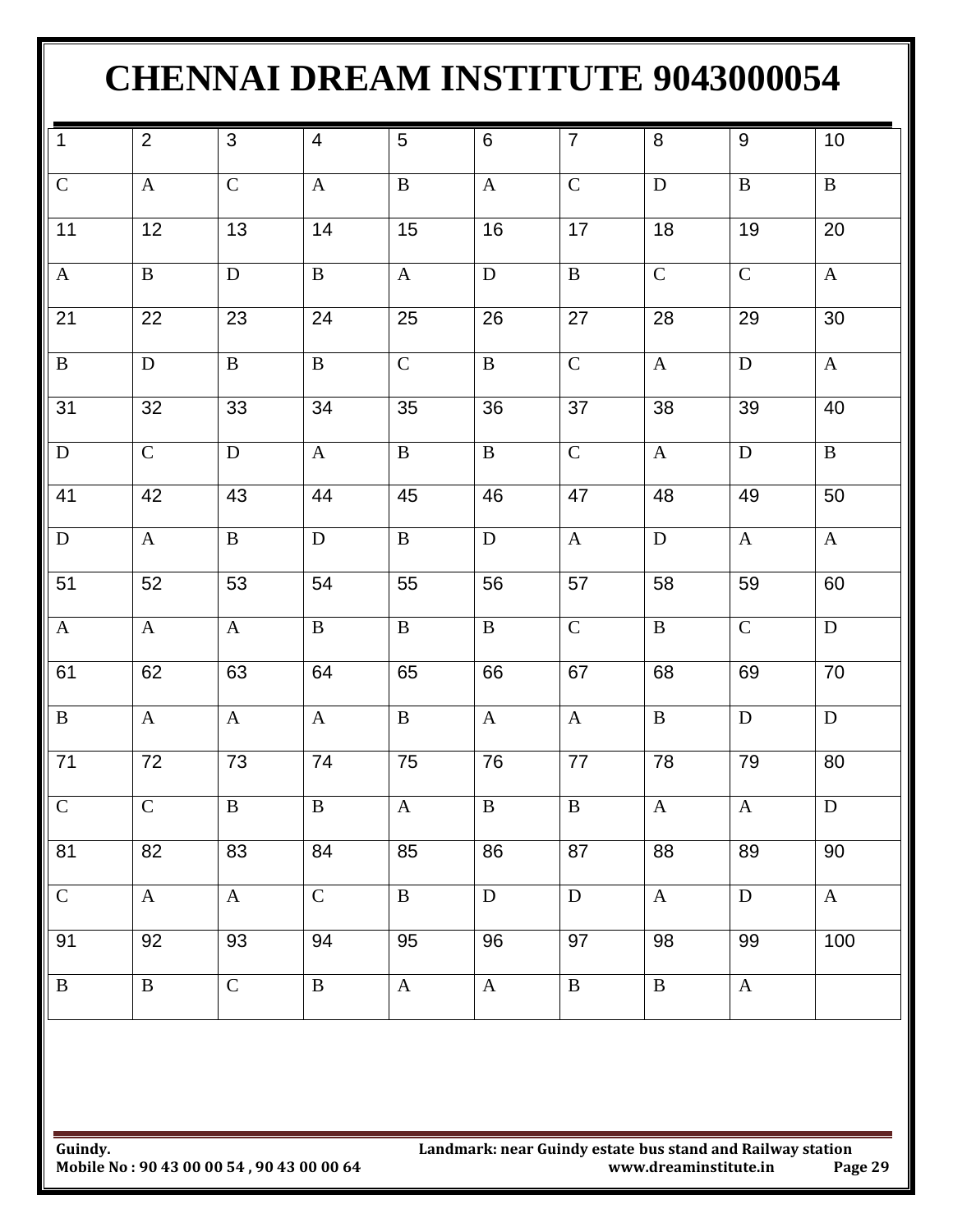# CHENNAI DREAM INSTITUTE 9043000054

| 1 | 2 | 3 | 4 | 5 | 6 | 7 | 8 | 9 | 10 |
|---|---|---|---|---|---|---|---|---|---|
| C | A | C | A | B | A | C | D | B | B |
| 11 | 12 | 13 | 14 | 15 | 16 | 17 | 18 | 19 | 20 |
| A | B | D | B | A | D | B | C | C | A |
| 21 | 22 | 23 | 24 | 25 | 26 | 27 | 28 | 29 | 30 |
| B | D | B | B | C | B | C | A | D | A |
| 31 | 32 | 33 | 34 | 35 | 36 | 37 | 38 | 39 | 40 |
| D | C | D | A | B | B | C | A | D | B |
| 41 | 42 | 43 | 44 | 45 | 46 | 47 | 48 | 49 | 50 |
| D | A | B | D | B | D | A | D | A | A |
| 51 | 52 | 53 | 54 | 55 | 56 | 57 | 58 | 59 | 60 |
| A | A | A | B | B | B | C | B | C | D |
| 61 | 62 | 63 | 64 | 65 | 66 | 67 | 68 | 69 | 70 |
| B | A | A | A | B | A | A | B | D | D |
| 71 | 72 | 73 | 74 | 75 | 76 | 77 | 78 | 79 | 80 |
| C | C | B | B | A | B | B | A | A | D |
| 81 | 82 | 83 | 84 | 85 | 86 | 87 | 88 | 89 | 90 |
| C | A | A | C | B | D | D | A | D | A |
| 91 | 92 | 93 | 94 | 95 | 96 | 97 | 98 | 99 | 100 |
| B | B | C | B | A | A | B | B | A | |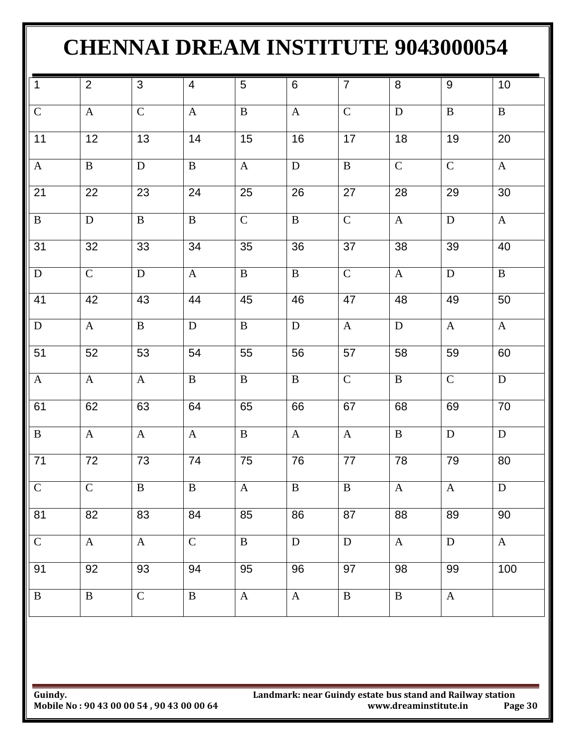# CHENNAI DREAM INSTITUTE 9043000054

| | | | | | | | | | |
|---|---|---|---|---|---|---|---|---|---|
| 1 | 2 | 3 | 4 | 5 | 6 | 7 | 8 | 9 | 10 |
| C | A | C | A | B | A | C | D | B | B |
| 11 | 12 | 13 | 14 | 15 | 16 | 17 | 18 | 19 | 20 |
| A | B | D | B | A | D | B | C | C | A |
| 21 | 22 | 23 | 24 | 25 | 26 | 27 | 28 | 29 | 30 |
| B | D | B | B | C | B | C | A | D | A |
| 31 | 32 | 33 | 34 | 35 | 36 | 37 | 38 | 39 | 40 |
| D | C | D | A | B | B | C | A | D | B |
| 41 | 42 | 43 | 44 | 45 | 46 | 47 | 48 | 49 | 50 |
| D | A | B | D | B | D | A | D | A | A |
| 51 | 52 | 53 | 54 | 55 | 56 | 57 | 58 | 59 | 60 |
| A | A | A | B | B | B | C | B | C | D |
| 61 | 62 | 63 | 64 | 65 | 66 | 67 | 68 | 69 | 70 |
| B | A | A | A | B | A | A | B | D | D |
| 71 | 72 | 73 | 74 | 75 | 76 | 77 | 78 | 79 | 80 |
| C | C | B | B | A | B | B | A | A | D |
| 81 | 82 | 83 | 84 | 85 | 86 | 87 | 88 | 89 | 90 |
| C | A | A | C | B | D | D | A | D | A |
| 91 | 92 | 93 | 94 | 95 | 96 | 97 | 98 | 99 | 100 |
| B | B | C | B | A | A | B | B | A | |

Guindy. Landmark: near Guindy estate bus stand and Railway station
Mobile No : 90 43 00 00 54 , 90 43 00 00 64 www.dreaminstitute.in